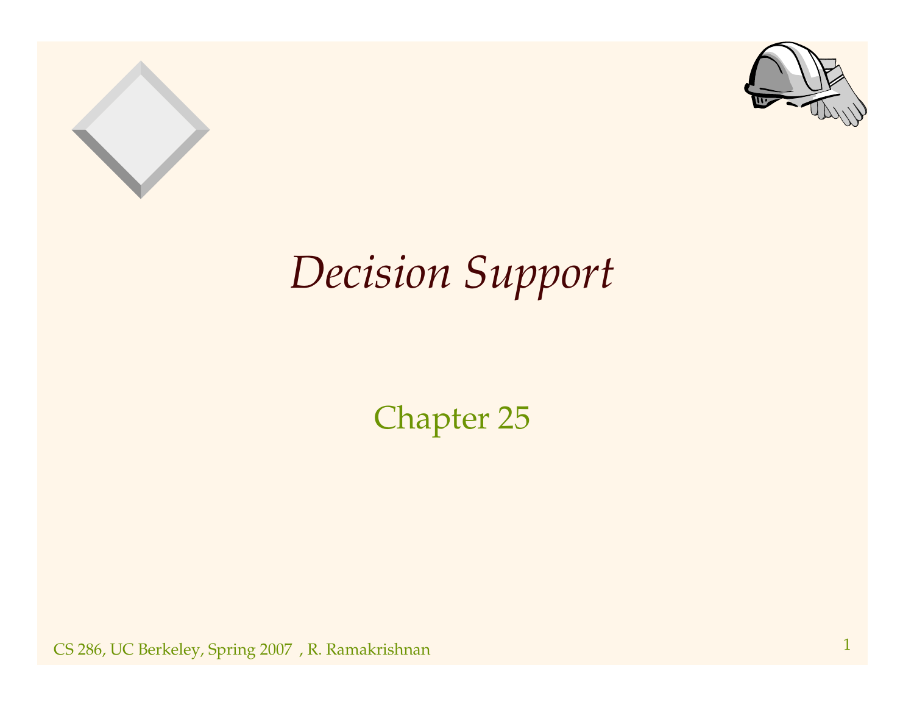# *Decision Support*

Chapter 25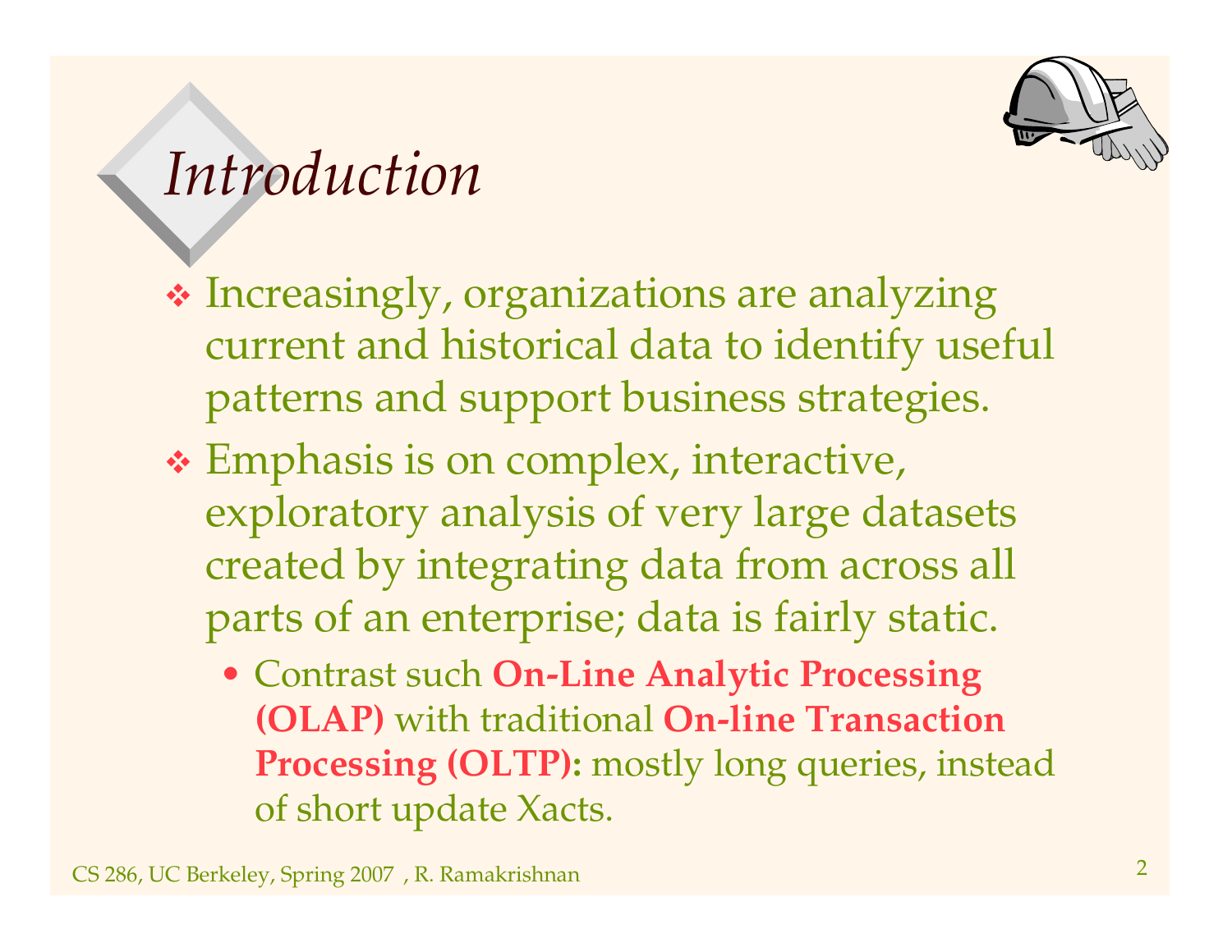# Introduction

- Increasingly, organizations are analyzing current and historical data to identify useful patterns and support business strategies.
- Emphasis is on complex, interactive, exploratory analysis of very large datasets created by integrating data from across all parts of an enterprise; data is fairly static.
  - Contrast such **On-Line Analytic Processing (OLAP)** with traditional **On-line Transaction Processing (OLTP):** mostly long queries, instead of short update Xacts.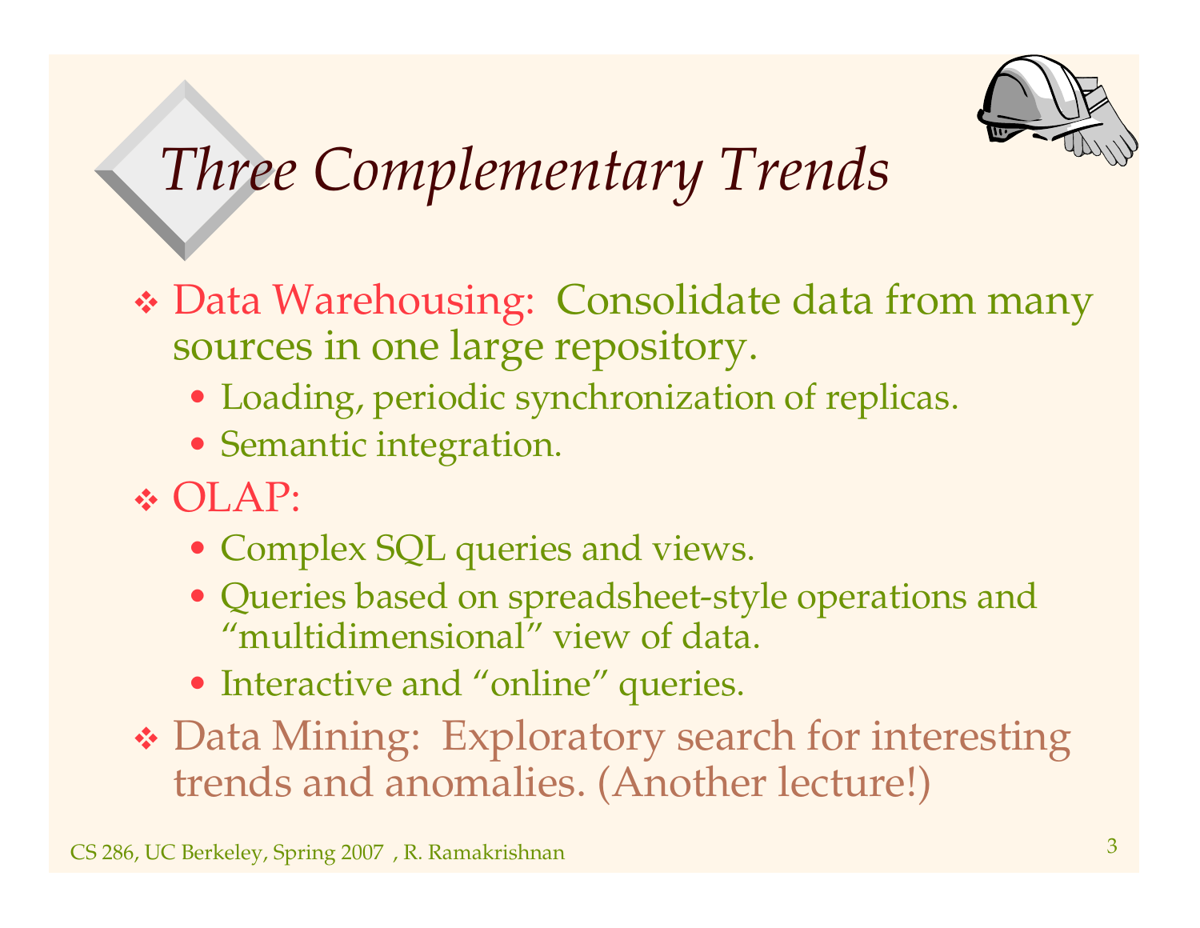# *Three Complementary Trends*

- Data Warehousing: Consolidate data from many sources in one large repository.
  - Loading, periodic synchronization of replicas.
  - Semantic integration.
- OLAP:
  - Complex SQL queries and views.
  - Queries based on spreadsheet-style operations and "multidimensional" view of data.
  - Interactive and "online" queries.
- Data Mining: Exploratory search for interesting trends and anomalies. (Another lecture!)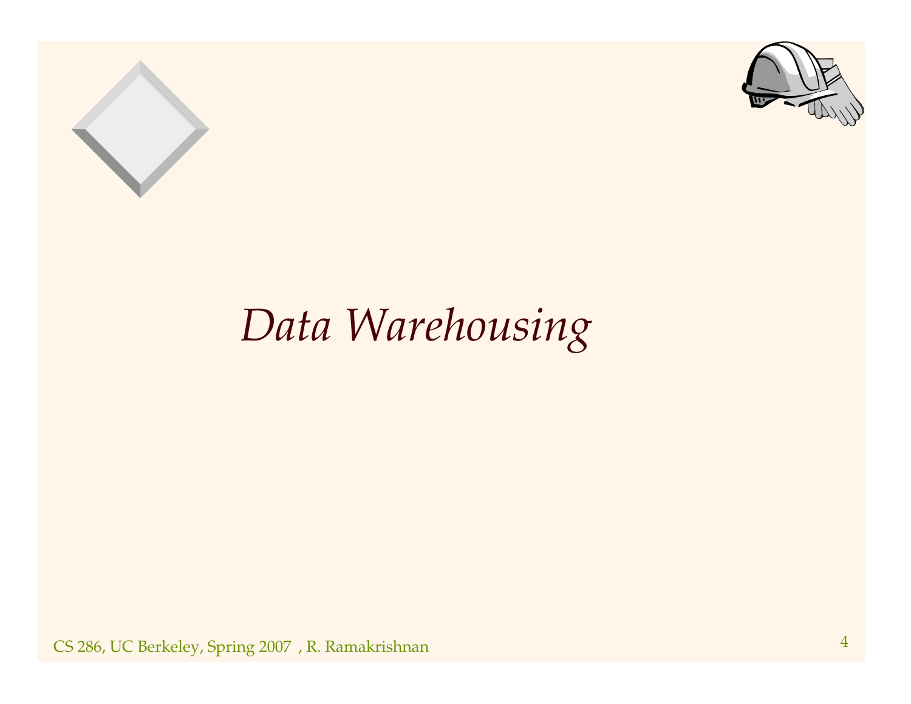# *Data Warehousing*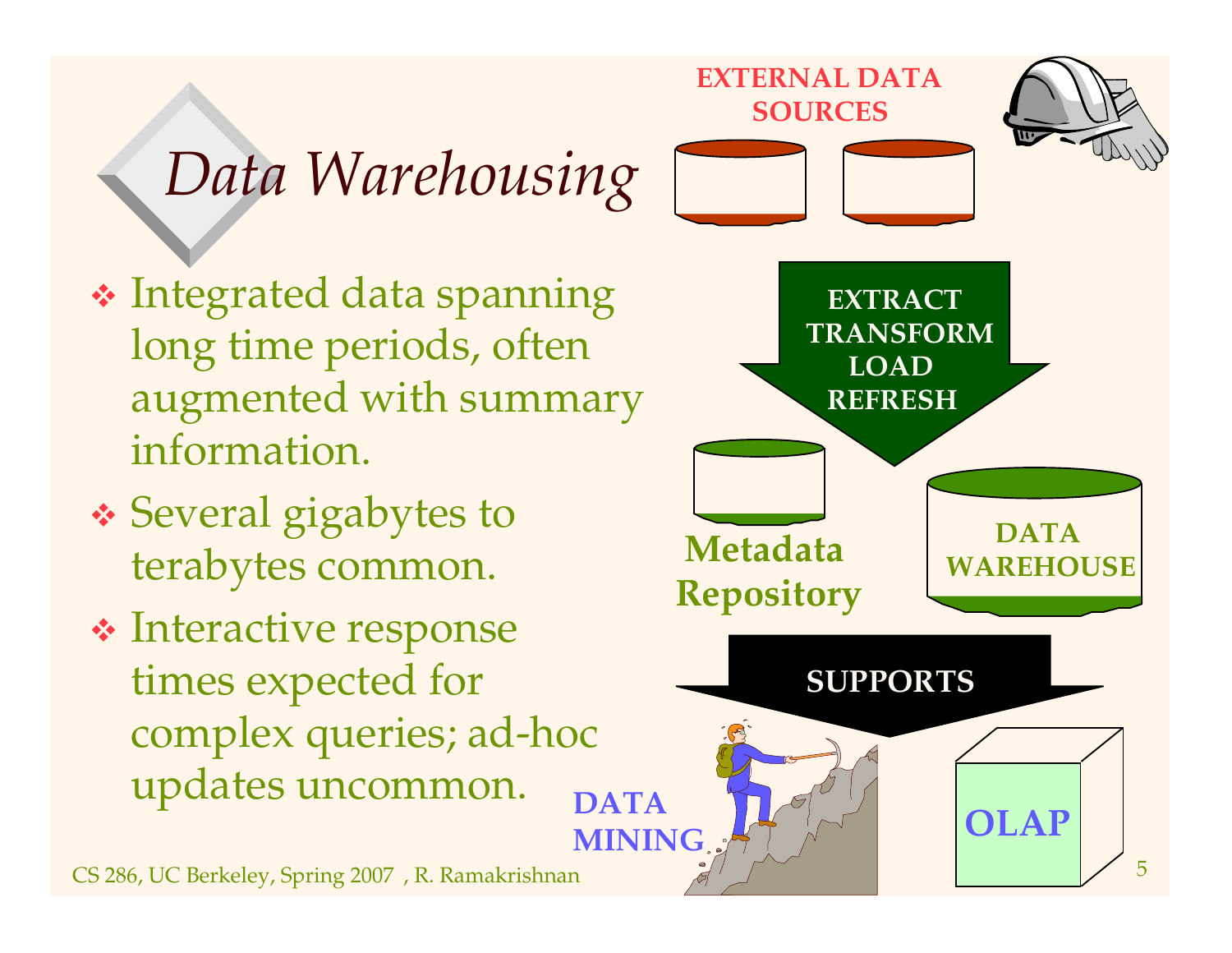# Data Warehousing

- Integrated data spanning long time periods, often augmented with summary information.
- Several gigabytes to terabytes common.
- Interactive response times expected for complex queries; ad-hoc updates uncommon.

EXTERNAL DATA SOURCES

EXTRACT TRANSFORM LOAD REFRESH

Metadata Repository

DATA WAREHOUSE

SUPPORTS

DATA MINING

OLAP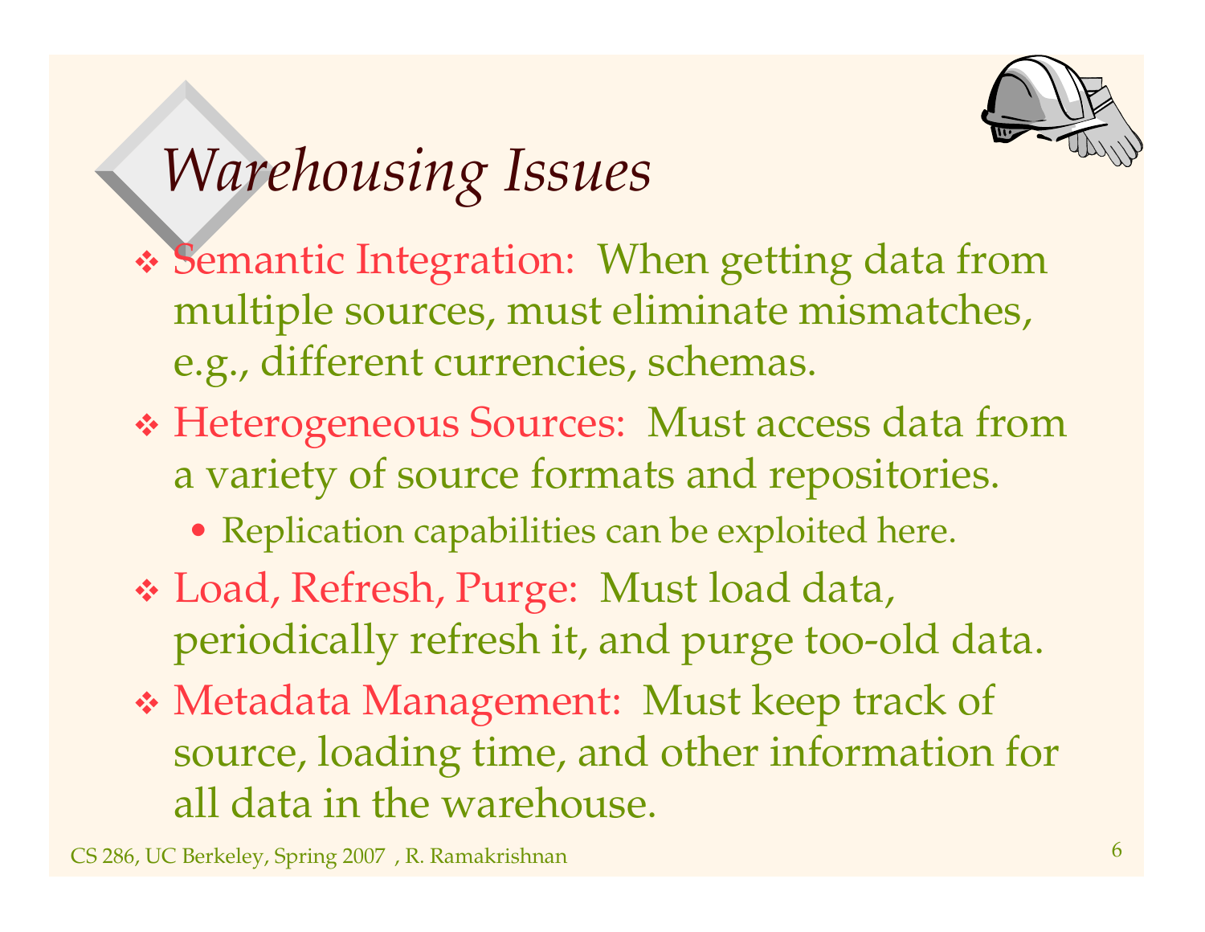# *Warehousing Issues*

- Semantic Integration: When getting data from multiple sources, must eliminate mismatches, e.g., different currencies, schemas.
- Heterogeneous Sources: Must access data from a variety of source formats and repositories.
  - Replication capabilities can be exploited here.
- Load, Refresh, Purge: Must load data, periodically refresh it, and purge too-old data.
- Metadata Management: Must keep track of source, loading time, and other information for all data in the warehouse.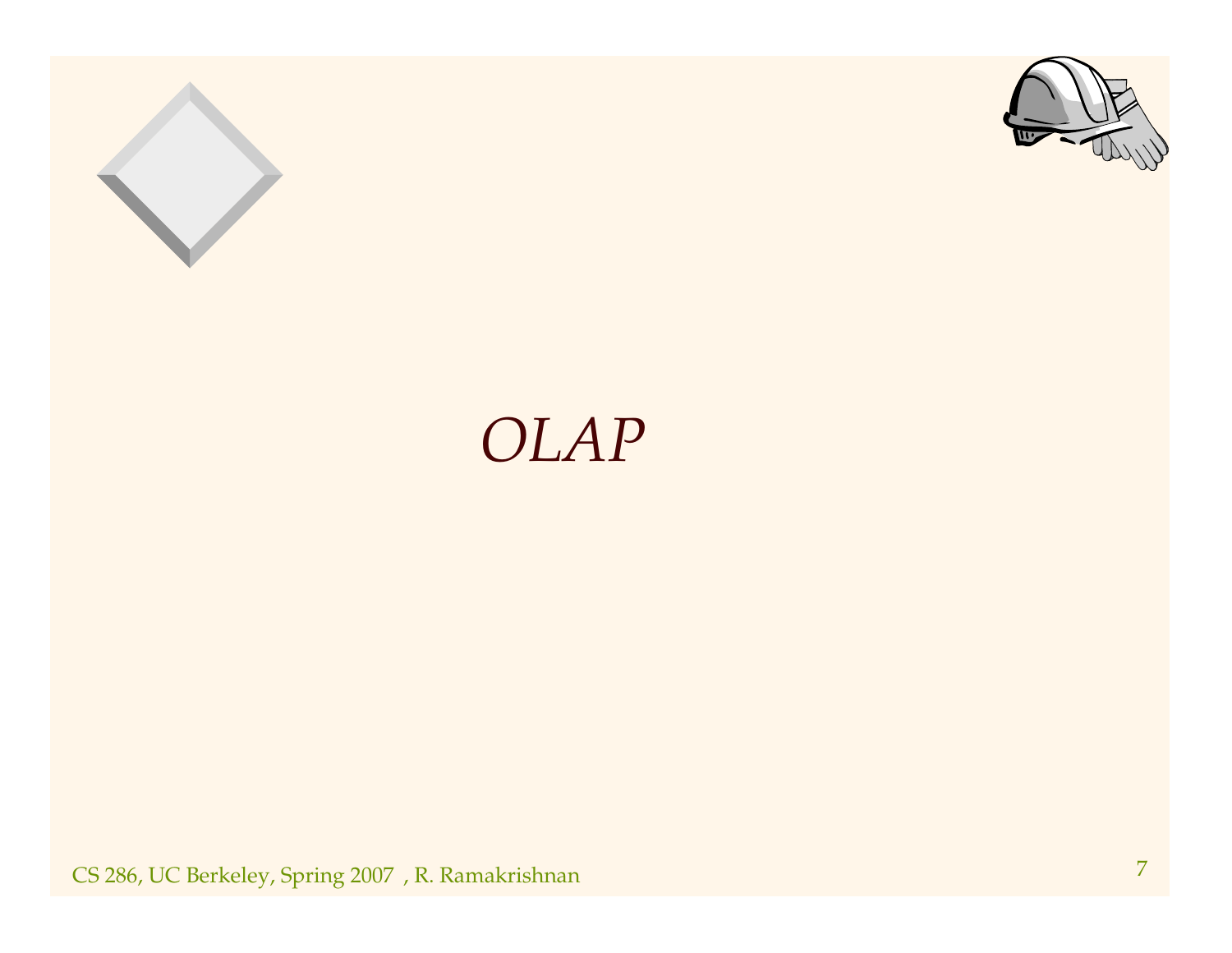# *OLAP*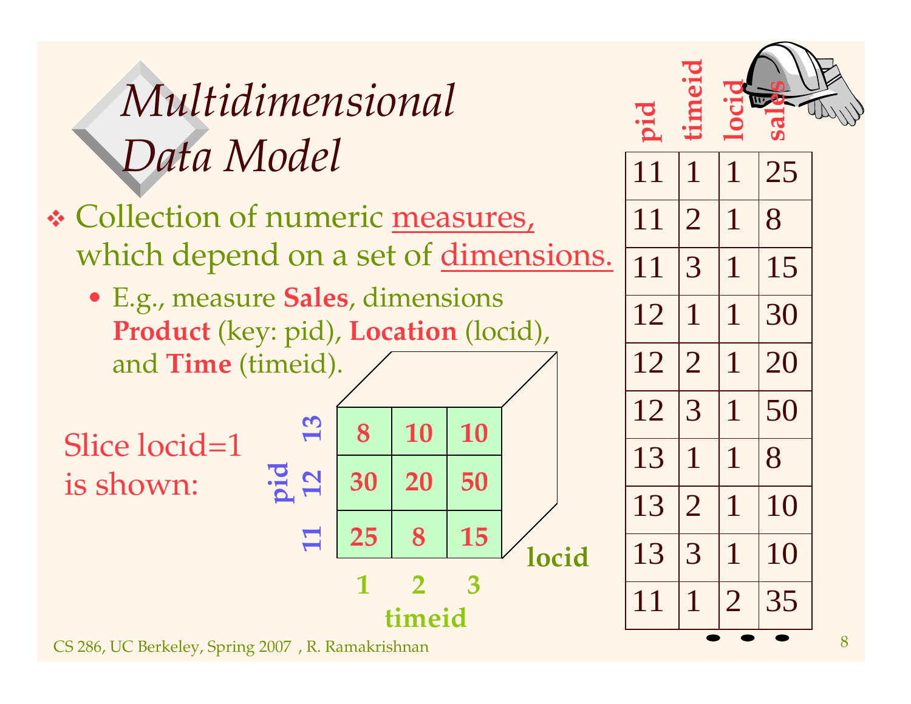# Multidimensional Data Model

- Collection of numeric measures, which depend on a set of dimensions.
  - E.g., measure **Sales**, dimensions **Product** (key: pid), **Location** (locid), and **Time** (timeid).

Slice locid=1 is shown:

| pid \ timeid | 1 | 2 | 3 |
|---|---|---|---|
| 13 | 8 | 10 | 10 |
| 12 | 30 | 20 | 50 |
| 11 | 25 | 8 | 15 |

| pid | timeid | locid | sales |
|---|---|---|---|
| 11 | 1 | 1 | 25 |
| 11 | 2 | 1 | 8 |
| 11 | 3 | 1 | 15 |
| 12 | 1 | 1 | 30 |
| 12 | 2 | 1 | 20 |
| 12 | 3 | 1 | 50 |
| 13 | 1 | 1 | 8 |
| 13 | 2 | 1 | 10 |
| 13 | 3 | 1 | 10 |
| 11 | 1 | 2 | 35 |

• • •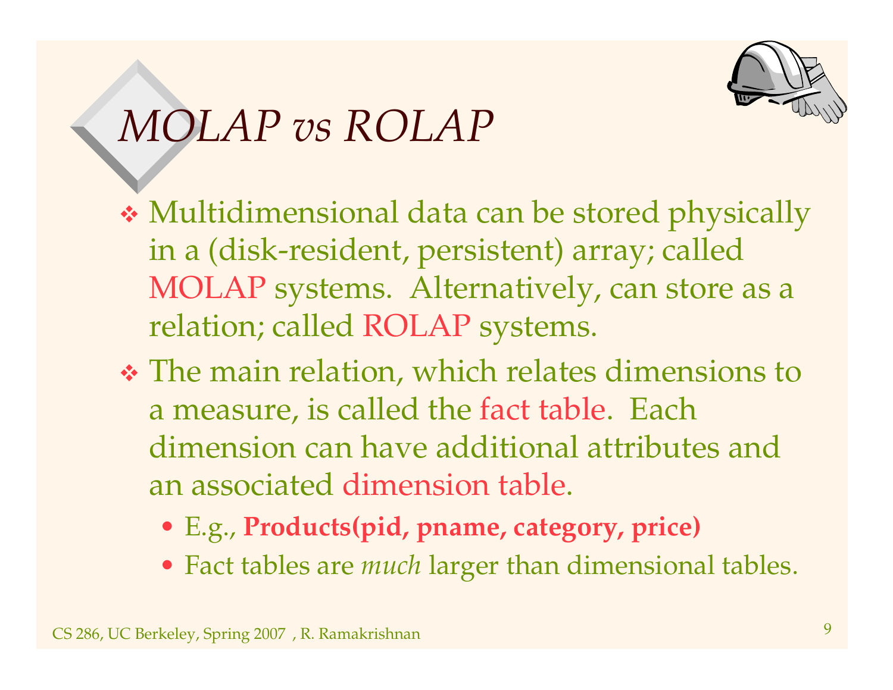# *MOLAP vs ROLAP*

- Multidimensional data can be stored physically in a (disk-resident, persistent) array; called MOLAP systems. Alternatively, can store as a relation; called ROLAP systems.
- The main relation, which relates dimensions to a measure, is called the fact table. Each dimension can have additional attributes and an associated dimension table.
  - E.g., **Products(pid, pname, category, price)**
  - Fact tables are *much* larger than dimensional tables.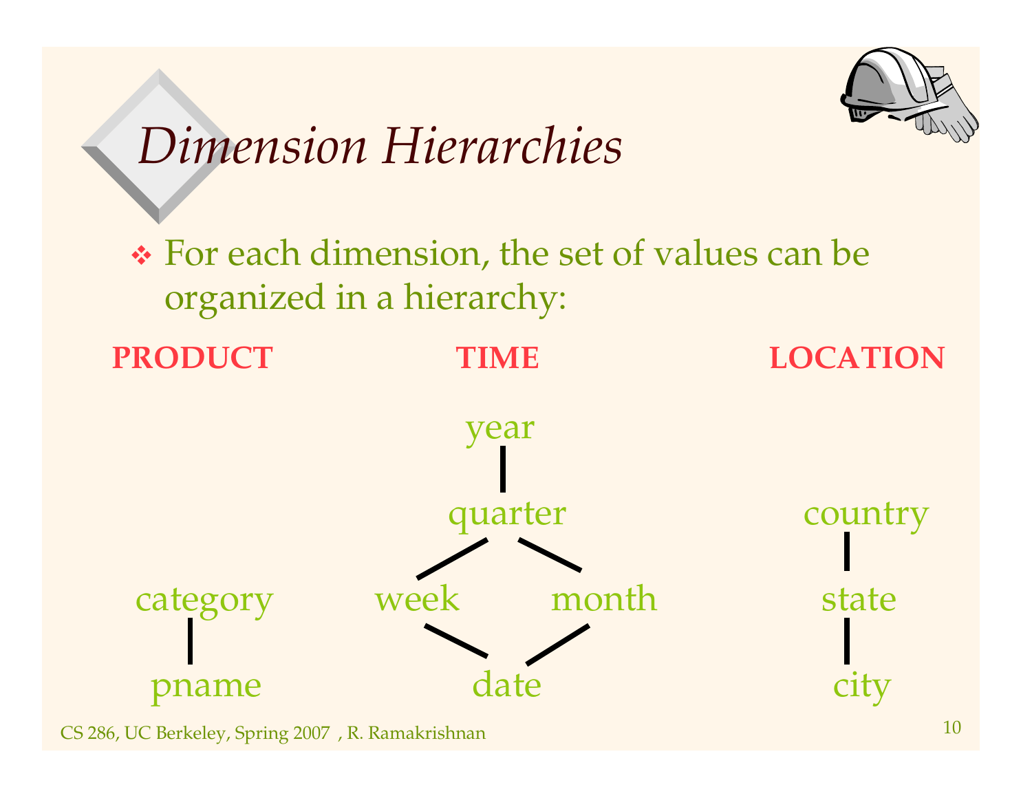# Dimension Hierarchies

- For each dimension, the set of values can be organized in a hierarchy:

**PRODUCT**

- category
  - pname

**TIME**

- year
  - quarter
    - week
      - date
    - month
      - date

**LOCATION**

- country
  - state
    - city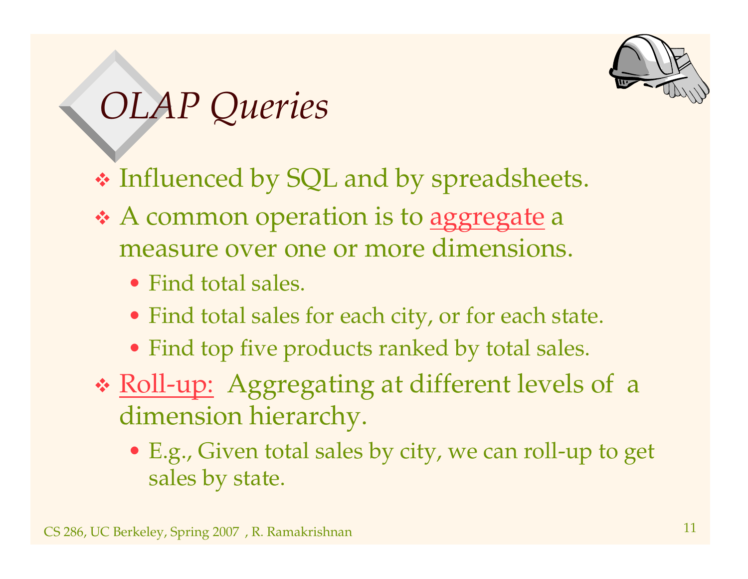# *OLAP Queries*

- Influenced by SQL and by spreadsheets.
- A common operation is to aggregate a measure over one or more dimensions.
  - Find total sales.
  - Find total sales for each city, or for each state.
  - Find top five products ranked by total sales.
- Roll-up: Aggregating at different levels of a dimension hierarchy.
  - E.g., Given total sales by city, we can roll-up to get sales by state.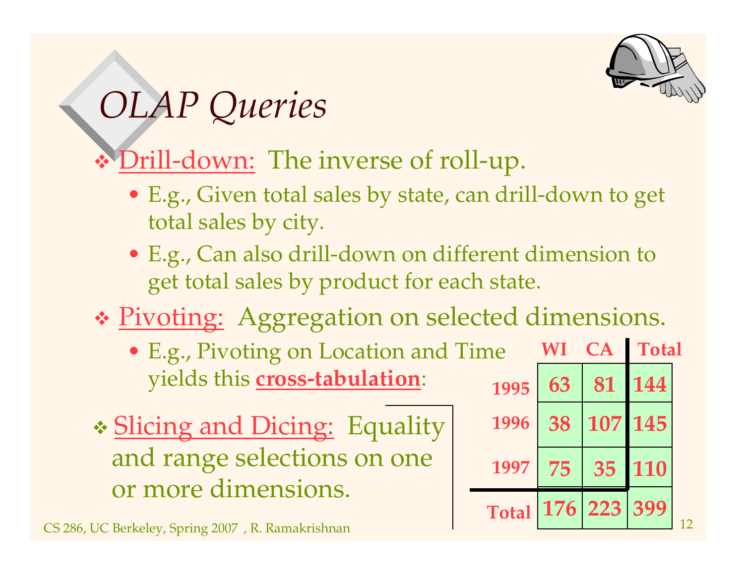# *OLAP Queries*

- Drill-down: The inverse of roll-up.
  - E.g., Given total sales by state, can drill-down to get total sales by city.
  - E.g., Can also drill-down on different dimension to get total sales by product for each state.
- Pivoting: Aggregation on selected dimensions.
  - E.g., Pivoting on Location and Time yields this **cross-tabulation**:

| | WI | CA | Total |
|---|---|---|---|
| 1995 | 63 | 81 | 144 |
| 1996 | 38 | 107 | 145 |
| 1997 | 75 | 35 | 110 |
| Total | 176 | 223 | 399 |

- Slicing and Dicing: Equality and range selections on one or more dimensions.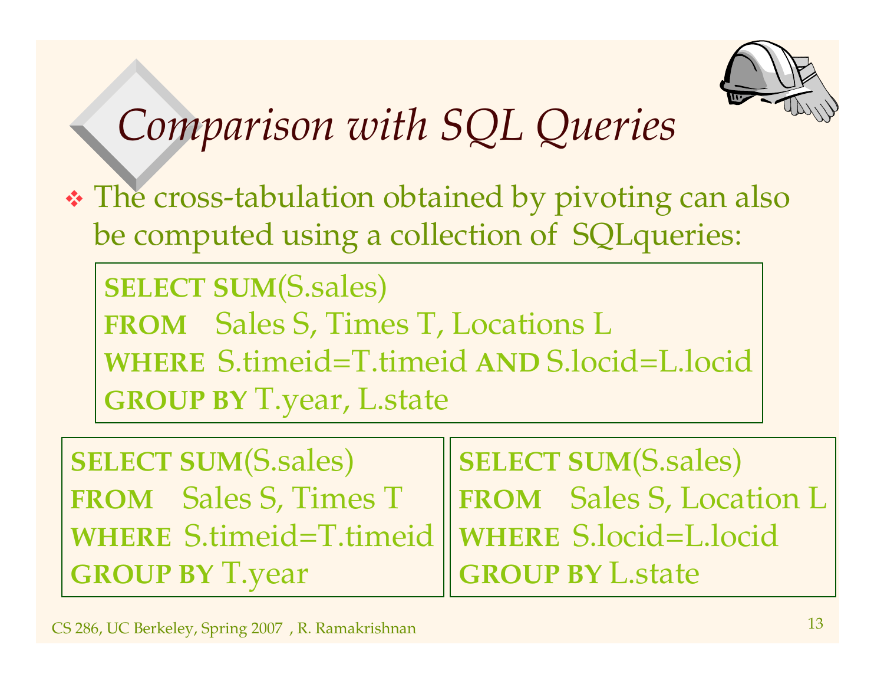# *Comparison with SQL Queries*

- The cross-tabulation obtained by pivoting can also be computed using a collection of SQLqueries:

```
SELECT SUM(S.sales)
FROM   Sales S, Times T, Locations L
WHERE  S.timeid=T.timeid AND S.locid=L.locid
GROUP BY T.year, L.state
```

```
SELECT SUM(S.sales)
FROM   Sales S, Times T
WHERE  S.timeid=T.timeid
GROUP BY T.year
```

```
SELECT SUM(S.sales)
FROM   Sales S, Location L
WHERE  S.locid=L.locid
GROUP BY L.state
```

CS 286, UC Berkeley, Spring 2007 , R. Ramakrishnan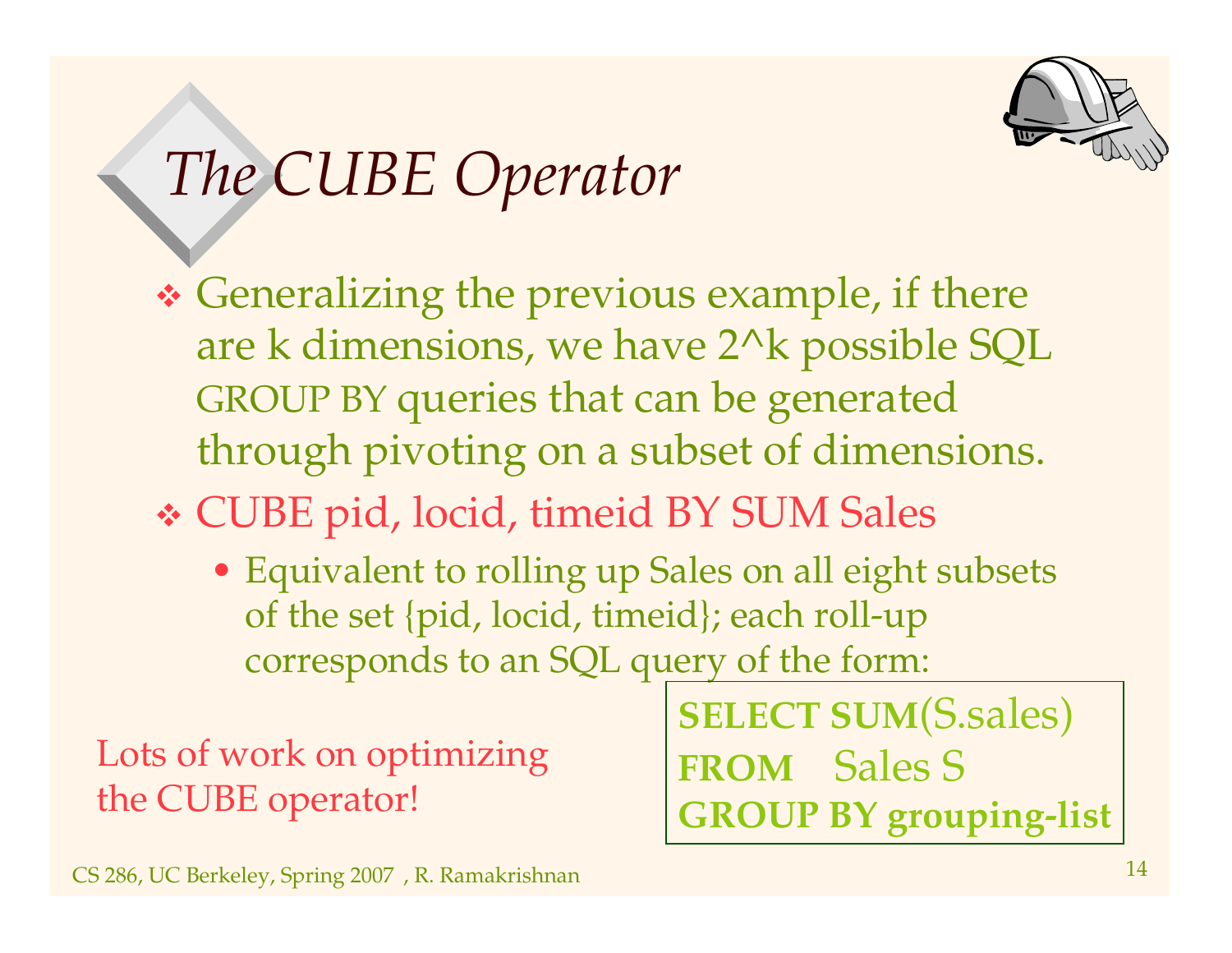# The CUBE Operator

- Generalizing the previous example, if there are k dimensions, we have 2^k possible SQL GROUP BY queries that can be generated through pivoting on a subset of dimensions.
- CUBE pid, locid, timeid BY SUM Sales
  - Equivalent to rolling up Sales on all eight subsets of the set {pid, locid, timeid}; each roll-up corresponds to an SQL query of the form:

```
SELECT SUM(S.sales)
FROM   Sales S
GROUP BY grouping-list
```

Lots of work on optimizing the CUBE operator!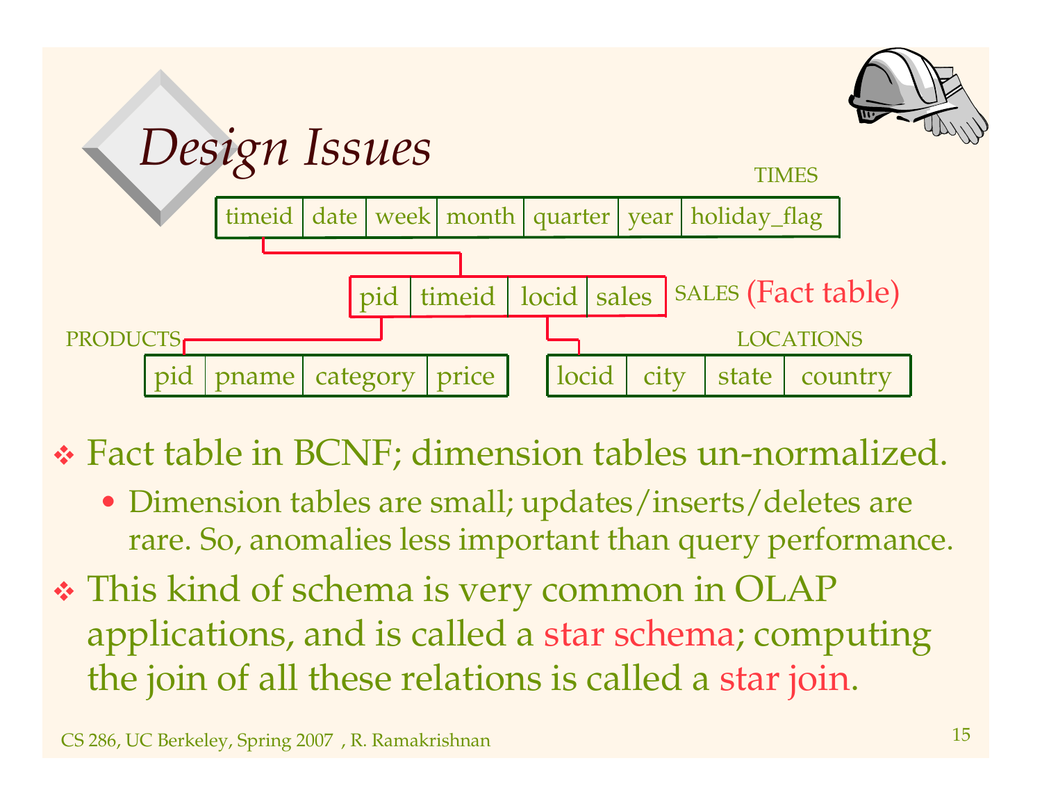# Design Issues

TIMES

| timeid | date | week | month | quarter | year | holiday_flag |
|---|---|---|---|---|---|---|

SALES (Fact table)

| pid | timeid | locid | sales |
|---|---|---|---|

PRODUCTS

| pid | pname | category | price |
|---|---|---|---|

LOCATIONS

| locid | city | state | country |
|---|---|---|---|

- Fact table in BCNF; dimension tables un-normalized.
  - Dimension tables are small; updates/inserts/deletes are rare. So, anomalies less important than query performance.
- This kind of schema is very common in OLAP applications, and is called a star schema; computing the join of all these relations is called a star join.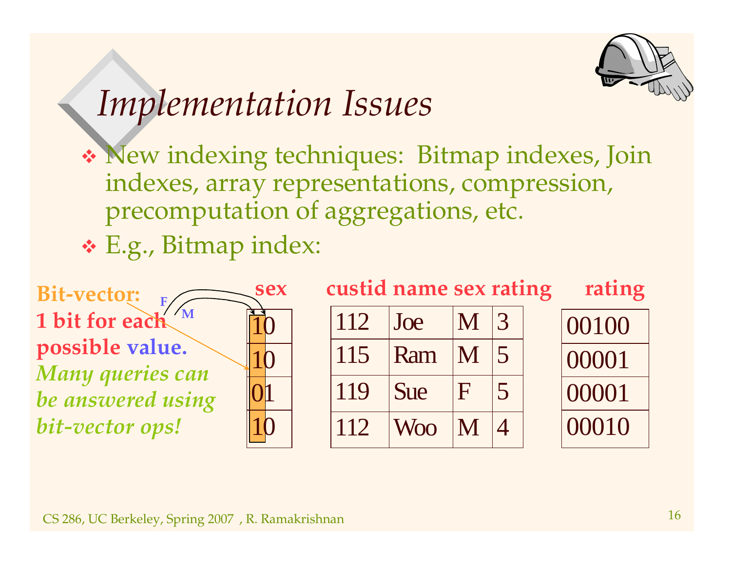# Implementation Issues

- New indexing techniques: Bitmap indexes, Join indexes, array representations, compression, precomputation of aggregations, etc.
- E.g., Bitmap index:

**Bit-vector:**
**1 bit for each possible value.**
***Many queries can be answered using bit-vector ops!***

F M

| sex |
|---|
| 10 |
| 10 |
| 01 |
| 10 |

| custid | name | sex | rating |
|---|---|---|---|
| 112 | Joe | M | 3 |
| 115 | Ram | M | 5 |
| 119 | Sue | F | 5 |
| 112 | Woo | M | 4 |

| rating |
|---|
| 00100 |
| 00001 |
| 00001 |
| 00010 |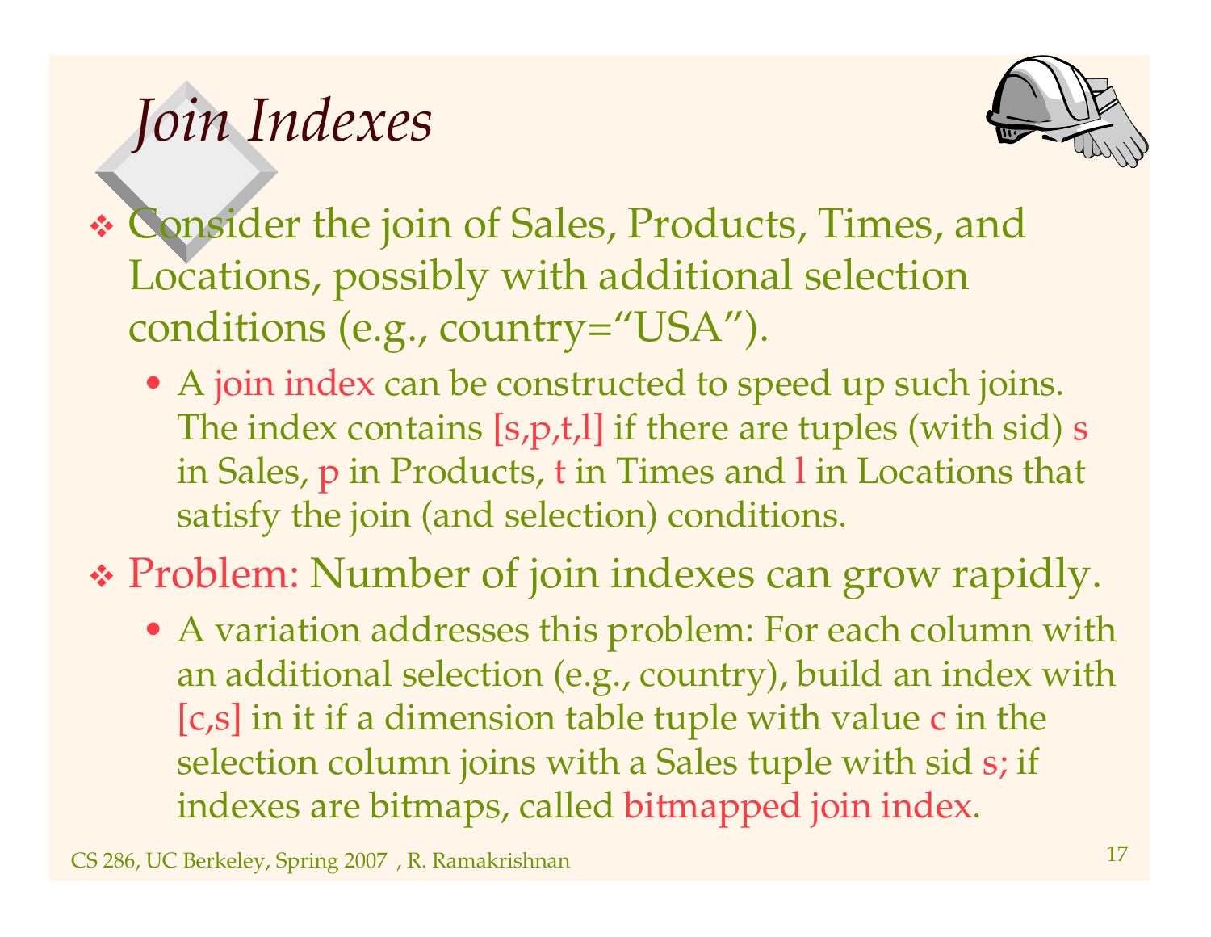# *Join Indexes*

- Consider the join of Sales, Products, Times, and Locations, possibly with additional selection conditions (e.g., country="USA").
  - A join index can be constructed to speed up such joins. The index contains [s,p,t,l] if there are tuples (with sid) s in Sales, p in Products, t in Times and l in Locations that satisfy the join (and selection) conditions.
- Problem: Number of join indexes can grow rapidly.
  - A variation addresses this problem: For each column with an additional selection (e.g., country), build an index with [c,s] in it if a dimension table tuple with value c in the selection column joins with a Sales tuple with sid s; if indexes are bitmaps, called bitmapped join index.

CS 286, UC Berkeley, Spring 2007 , R. Ramakrishnan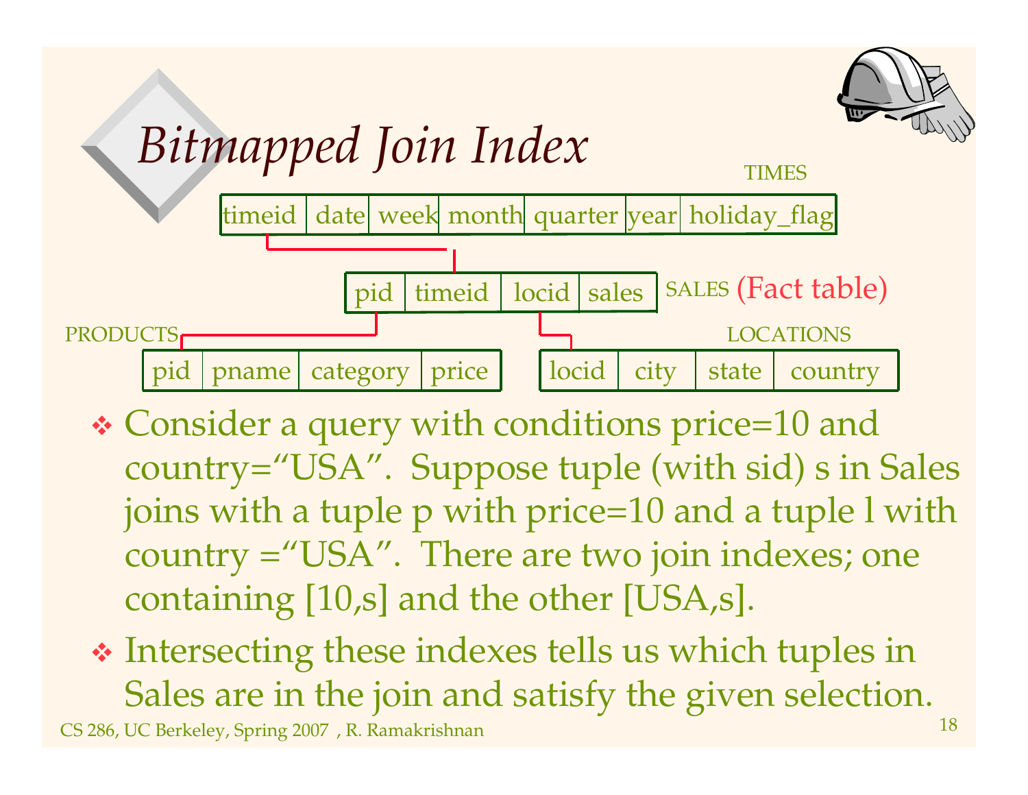# Bitmapped Join Index

TIMES

| timeid | date | week | month | quarter | year | holiday_flag |
|---|---|---|---|---|---|---|

SALES (Fact table)

| pid | timeid | locid | sales |
|---|---|---|---|

PRODUCTS

| pid | pname | category | price |
|---|---|---|---|

LOCATIONS

| locid | city | state | country |
|---|---|---|---|

- Consider a query with conditions price=10 and country="USA". Suppose tuple (with sid) s in Sales joins with a tuple p with price=10 and a tuple l with country ="USA". There are two join indexes; one containing [10,s] and the other [USA,s].
- Intersecting these indexes tells us which tuples in Sales are in the join and satisfy the given selection.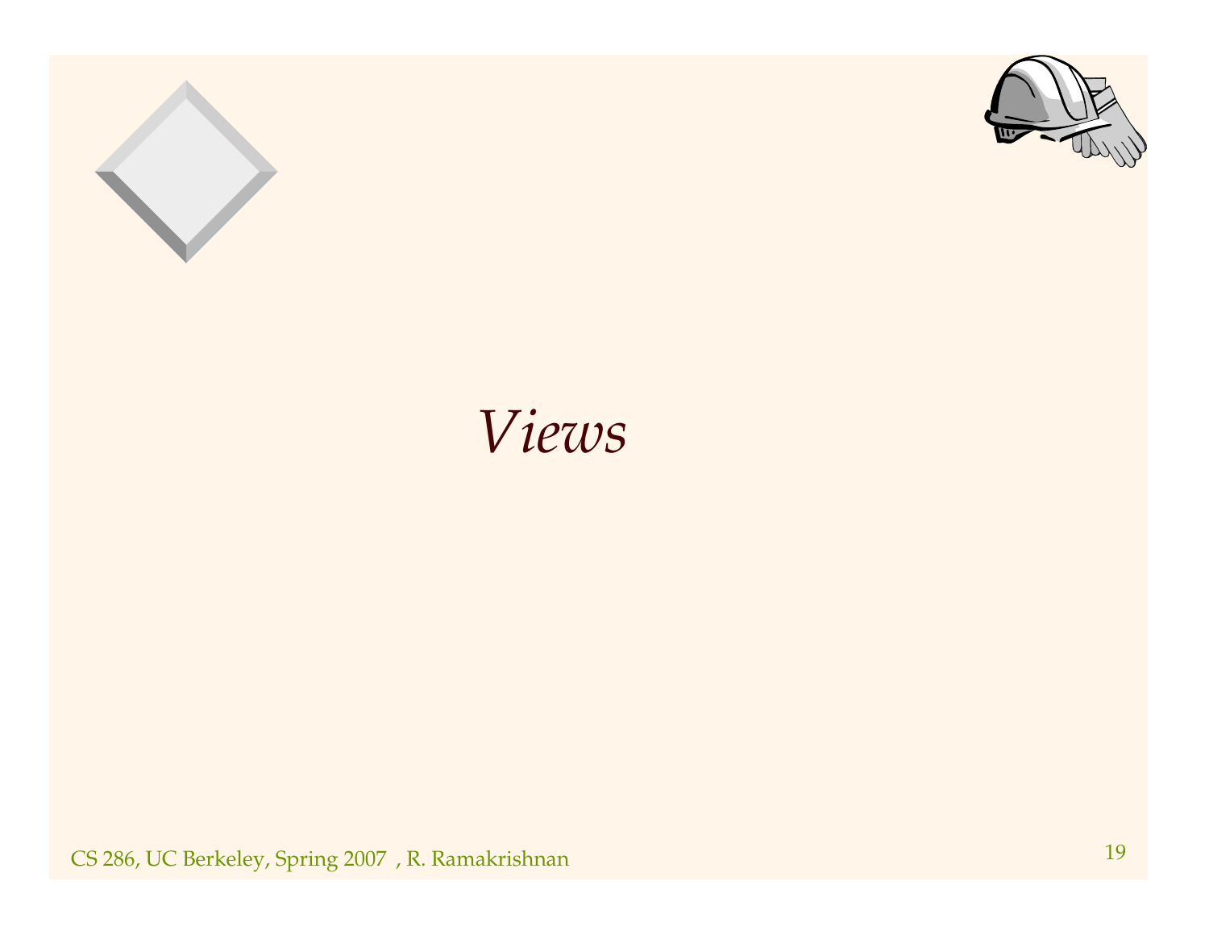# *Views*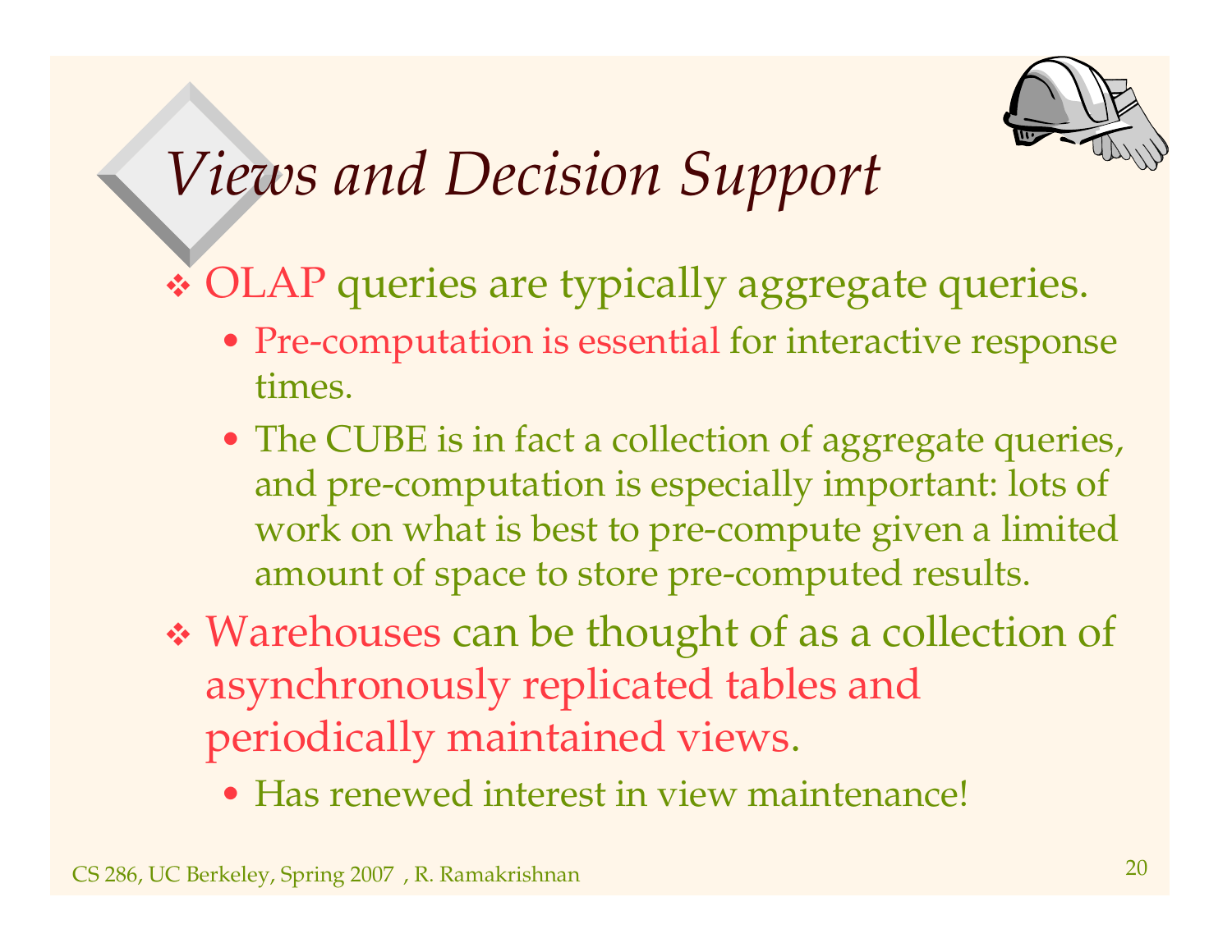# *Views and Decision Support*

- OLAP queries are typically aggregate queries.
  - Pre-computation is essential for interactive response times.
  - The CUBE is in fact a collection of aggregate queries, and pre-computation is especially important: lots of work on what is best to pre-compute given a limited amount of space to store pre-computed results.
- Warehouses can be thought of as a collection of asynchronously replicated tables and periodically maintained views.
  - Has renewed interest in view maintenance!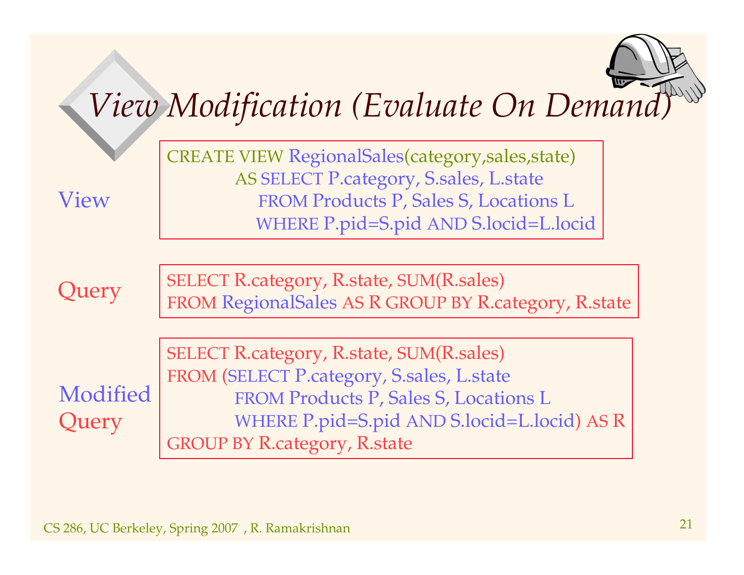# View Modification (Evaluate On Demand)

**View**

```
CREATE VIEW RegionalSales(category,sales,state)
        AS SELECT P.category, S.sales, L.state
           FROM Products P, Sales S, Locations L
           WHERE P.pid=S.pid AND S.locid=L.locid
```

**Query**

```
SELECT R.category, R.state, SUM(R.sales)
FROM RegionalSales AS R GROUP BY R.category, R.state
```

**Modified Query**

```
SELECT R.category, R.state, SUM(R.sales)
FROM (SELECT P.category, S.sales, L.state
        FROM Products P, Sales S, Locations L
        WHERE P.pid=S.pid AND S.locid=L.locid) AS R
GROUP BY R.category, R.state
```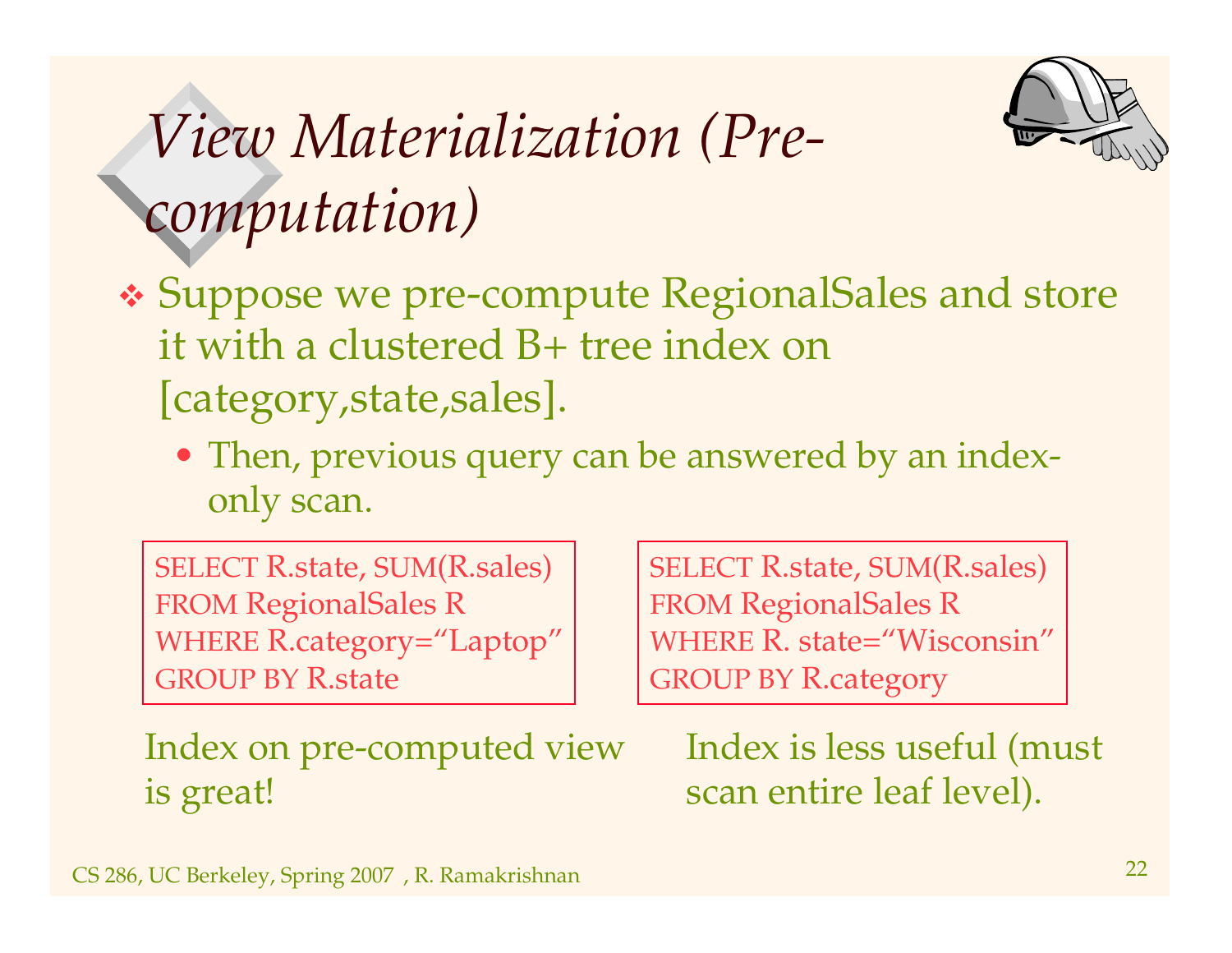# View Materialization (Pre-computation)

- Suppose we pre-compute RegionalSales and store it with a clustered B+ tree index on [category,state,sales].
  - Then, previous query can be answered by an index-only scan.

```
SELECT R.state, SUM(R.sales)
FROM RegionalSales R
WHERE R.category="Laptop"
GROUP BY R.state
```

Index on pre-computed view is great!

```
SELECT R.state, SUM(R.sales)
FROM RegionalSales R
WHERE R. state="Wisconsin"
GROUP BY R.category
```

Index is less useful (must scan entire leaf level).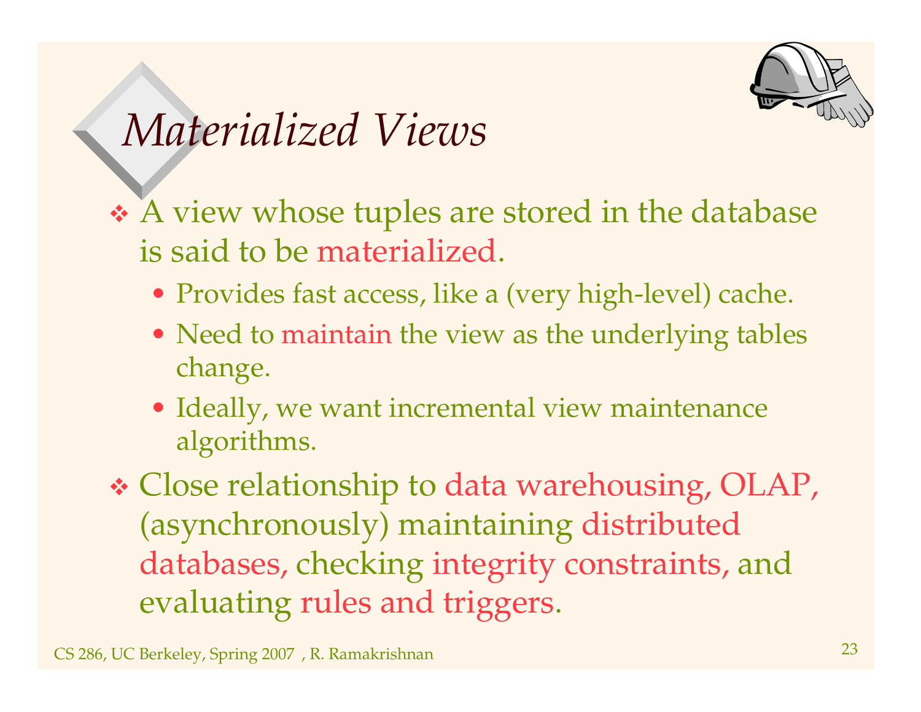# *Materialized Views*

- A view whose tuples are stored in the database is said to be materialized.
  - Provides fast access, like a (very high-level) cache.
  - Need to maintain the view as the underlying tables change.
  - Ideally, we want incremental view maintenance algorithms.
- Close relationship to data warehousing, OLAP, (asynchronously) maintaining distributed databases, checking integrity constraints, and evaluating rules and triggers.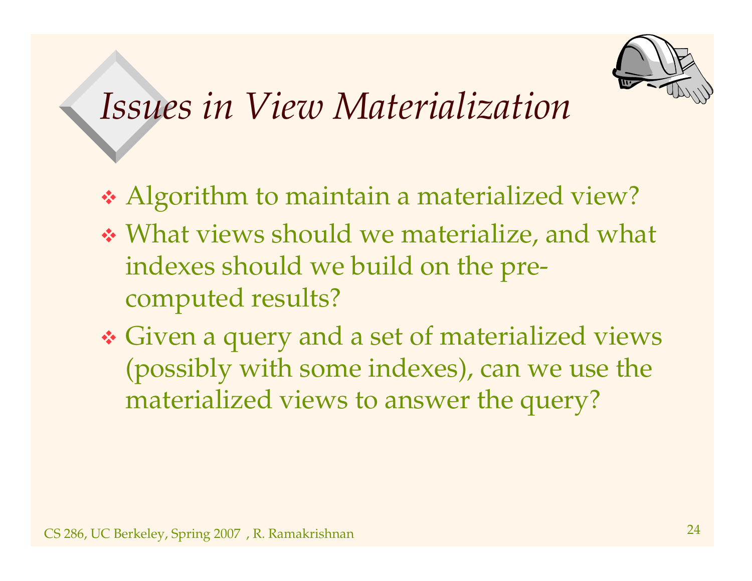# *Issues in View Materialization*

- Algorithm to maintain a materialized view?
- What views should we materialize, and what indexes should we build on the pre-computed results?
- Given a query and a set of materialized views (possibly with some indexes), can we use the materialized views to answer the query?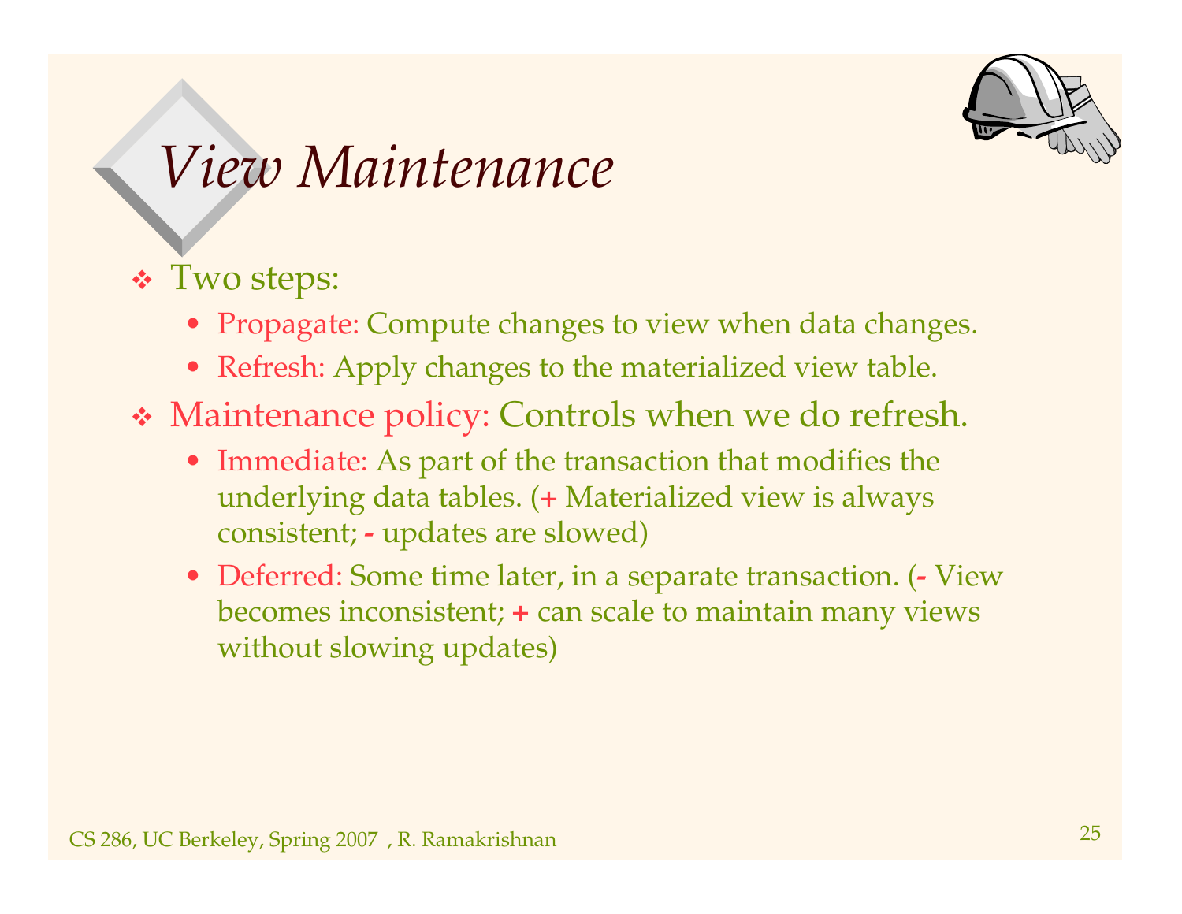# View Maintenance

- Two steps:
  - Propagate: Compute changes to view when data changes.
  - Refresh: Apply changes to the materialized view table.
- Maintenance policy: Controls when we do refresh.
  - Immediate: As part of the transaction that modifies the underlying data tables. (**+** Materialized view is always consistent; **-** updates are slowed)
  - Deferred: Some time later, in a separate transaction. (**-** View becomes inconsistent; **+** can scale to maintain many views without slowing updates)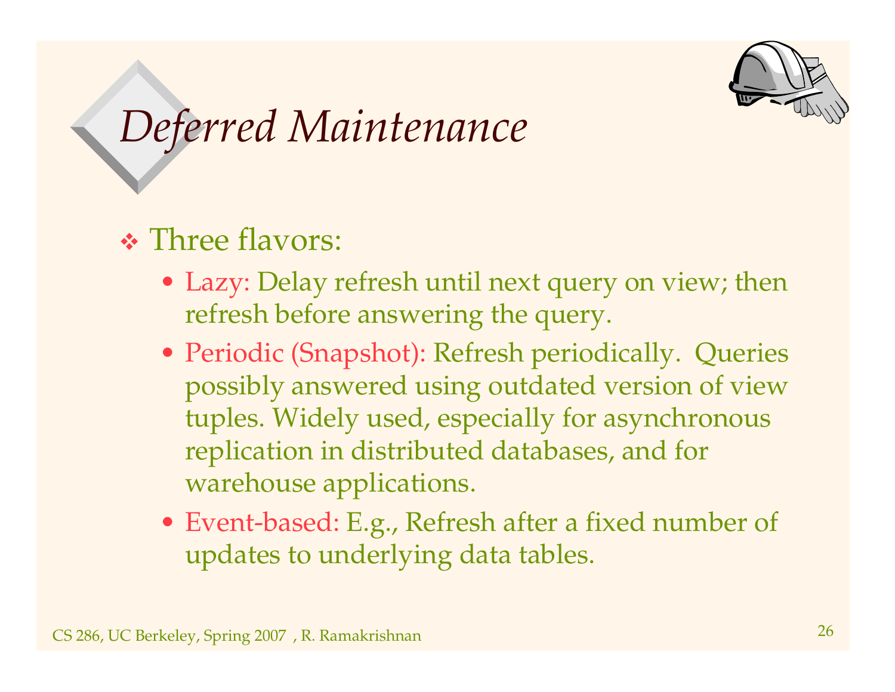# *Deferred Maintenance*

- Three flavors:
  - Lazy: Delay refresh until next query on view; then refresh before answering the query.
  - Periodic (Snapshot): Refresh periodically. Queries possibly answered using outdated version of view tuples. Widely used, especially for asynchronous replication in distributed databases, and for warehouse applications.
  - Event-based: E.g., Refresh after a fixed number of updates to underlying data tables.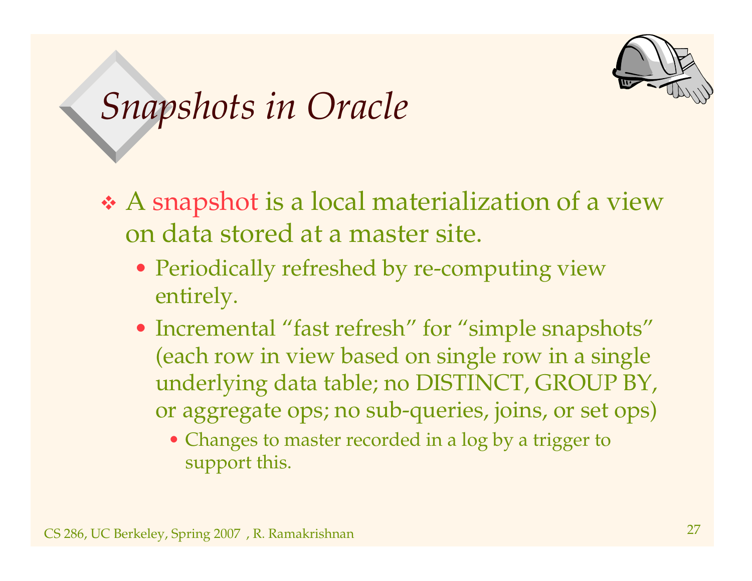# *Snapshots in Oracle*

- A snapshot is a local materialization of a view on data stored at a master site.
  - Periodically refreshed by re-computing view entirely.
  - Incremental "fast refresh" for "simple snapshots" (each row in view based on single row in a single underlying data table; no DISTINCT, GROUP BY, or aggregate ops; no sub-queries, joins, or set ops)
    - Changes to master recorded in a log by a trigger to support this.

CS 286, UC Berkeley, Spring 2007 , R. Ramakrishnan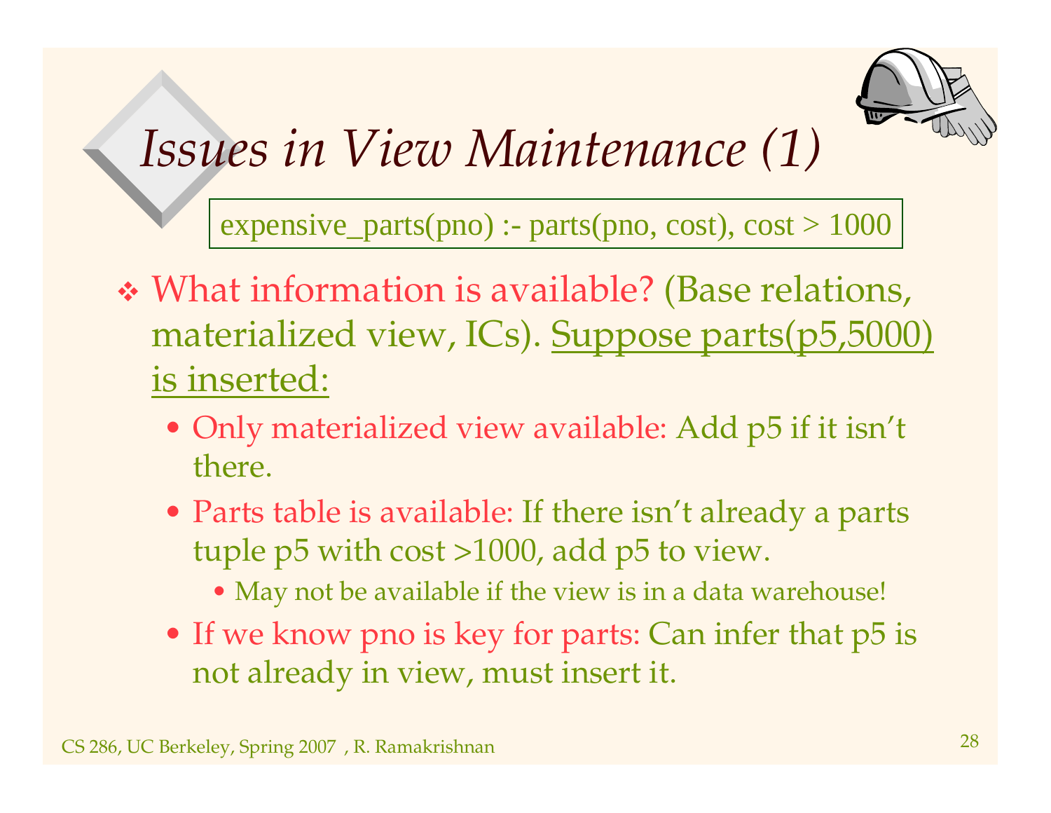# *Issues in View Maintenance (1)*

```
expensive_parts(pno) :- parts(pno, cost), cost > 1000
```

- What information is available? (Base relations, materialized view, ICs). Suppose parts(p5,5000) is inserted:
  - Only materialized view available: Add p5 if it isn't there.
  - Parts table is available: If there isn't already a parts tuple p5 with cost >1000, add p5 to view.
    - May not be available if the view is in a data warehouse!
  - If we know pno is key for parts: Can infer that p5 is not already in view, must insert it.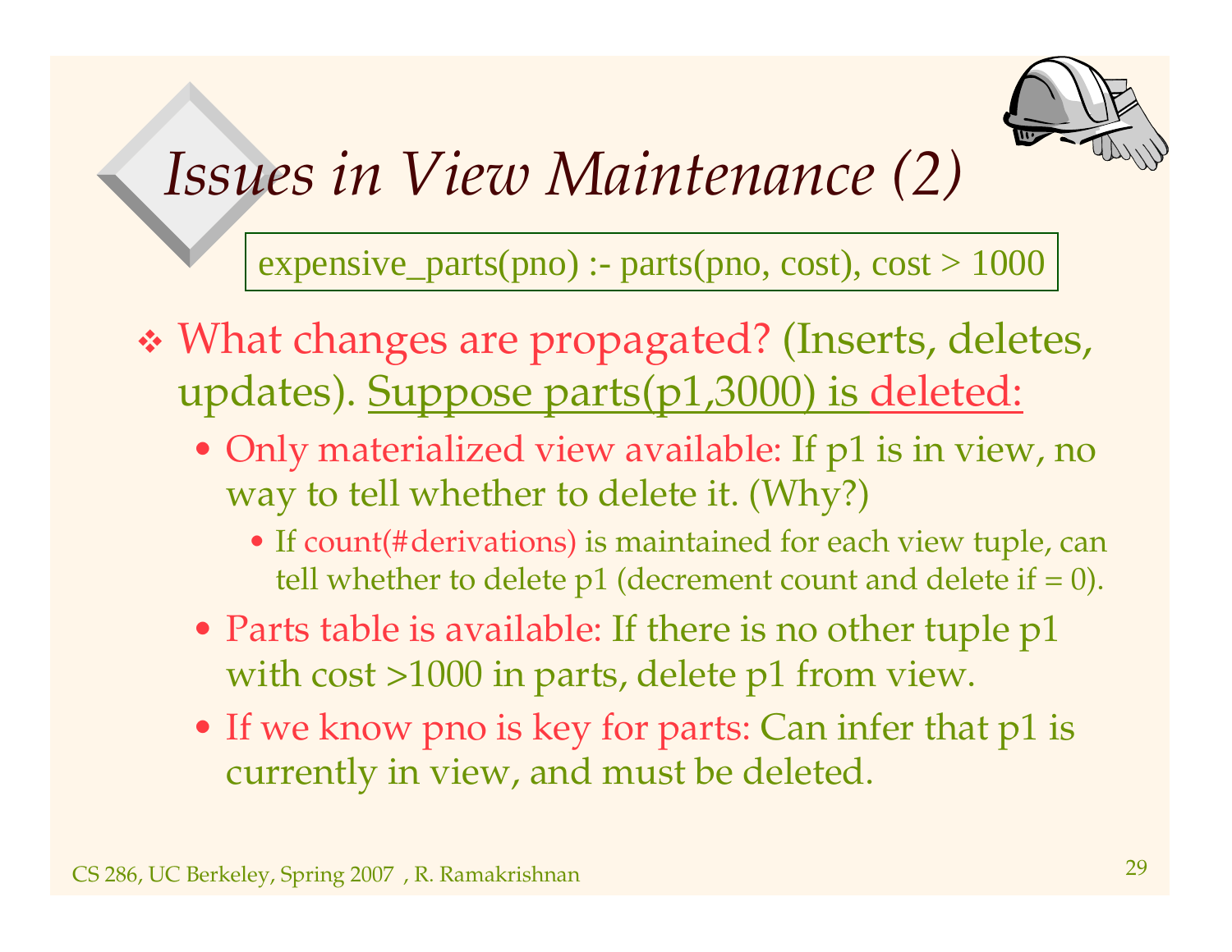# *Issues in View Maintenance (2)*

```
expensive_parts(pno) :- parts(pno, cost), cost > 1000
```

- What changes are propagated? (Inserts, deletes, updates). <u>Suppose parts(p1,3000) is deleted:</u>
  - Only materialized view available: If p1 is in view, no way to tell whether to delete it. (Why?)
    - If count(#derivations) is maintained for each view tuple, can tell whether to delete p1 (decrement count and delete if = 0).
  - Parts table is available: If there is no other tuple p1 with cost >1000 in parts, delete p1 from view.
  - If we know pno is key for parts: Can infer that p1 is currently in view, and must be deleted.

CS 286, UC Berkeley, Spring 2007 , R. Ramakrishnan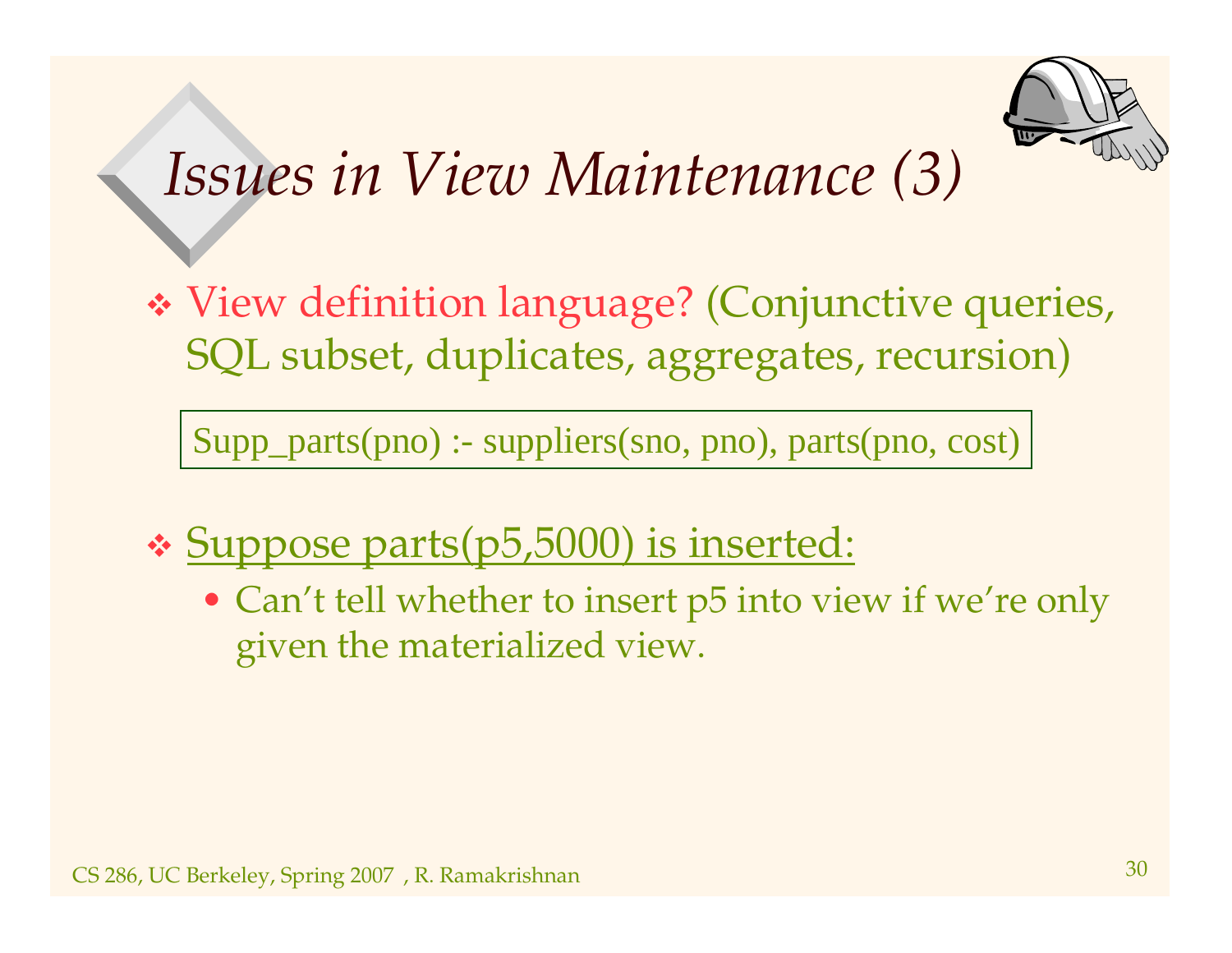# *Issues in View Maintenance (3)*

- View definition language? (Conjunctive queries, SQL subset, duplicates, aggregates, recursion)

```
Supp_parts(pno) :- suppliers(sno, pno), parts(pno, cost)
```

- <u>Suppose parts(p5,5000) is inserted:</u>
  - Can't tell whether to insert p5 into view if we're only given the materialized view.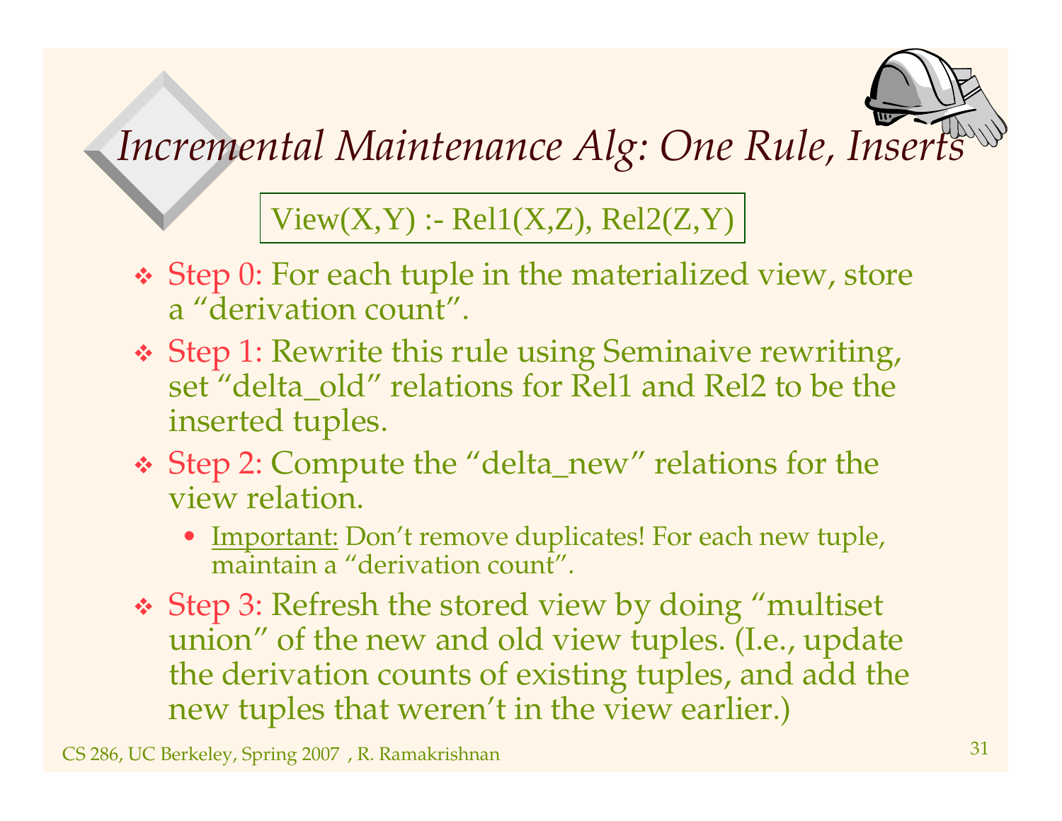# Incremental Maintenance Alg: One Rule, Inserts

```
View(X,Y) :- Rel1(X,Z), Rel2(Z,Y)
```

- Step 0: For each tuple in the materialized view, store a "derivation count".
- Step 1: Rewrite this rule using Seminaive rewriting, set "delta_old" relations for Rel1 and Rel2 to be the inserted tuples.
- Step 2: Compute the "delta_new" relations for the view relation.
  - Important: Don't remove duplicates! For each new tuple, maintain a "derivation count".
- Step 3: Refresh the stored view by doing "multiset union" of the new and old view tuples. (I.e., update the derivation counts of existing tuples, and add the new tuples that weren't in the view earlier.)

CS 286, UC Berkeley, Spring 2007 , R. Ramakrishnan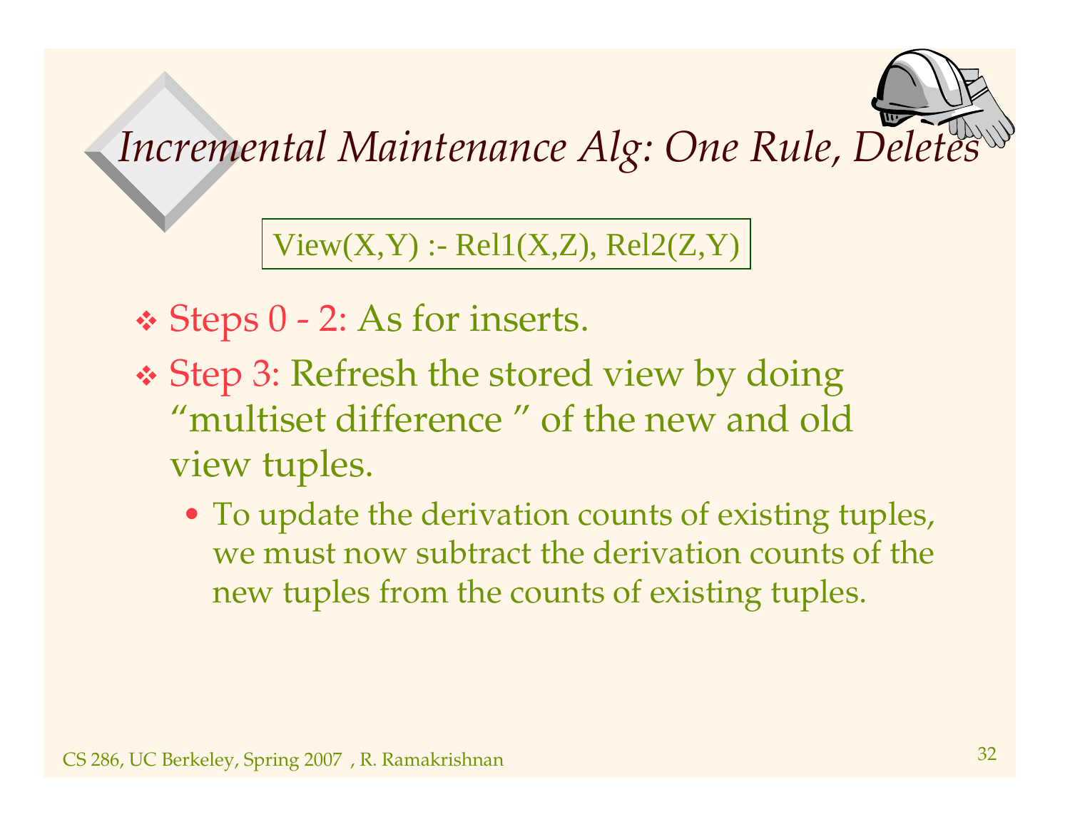# *Incremental Maintenance Alg: One Rule, Deletes*

```
View(X,Y) :- Rel1(X,Z), Rel2(Z,Y)
```

- Steps 0 - 2: As for inserts.
- Step 3: Refresh the stored view by doing "multiset difference" of the new and old view tuples.
  - To update the derivation counts of existing tuples, we must now subtract the derivation counts of the new tuples from the counts of existing tuples.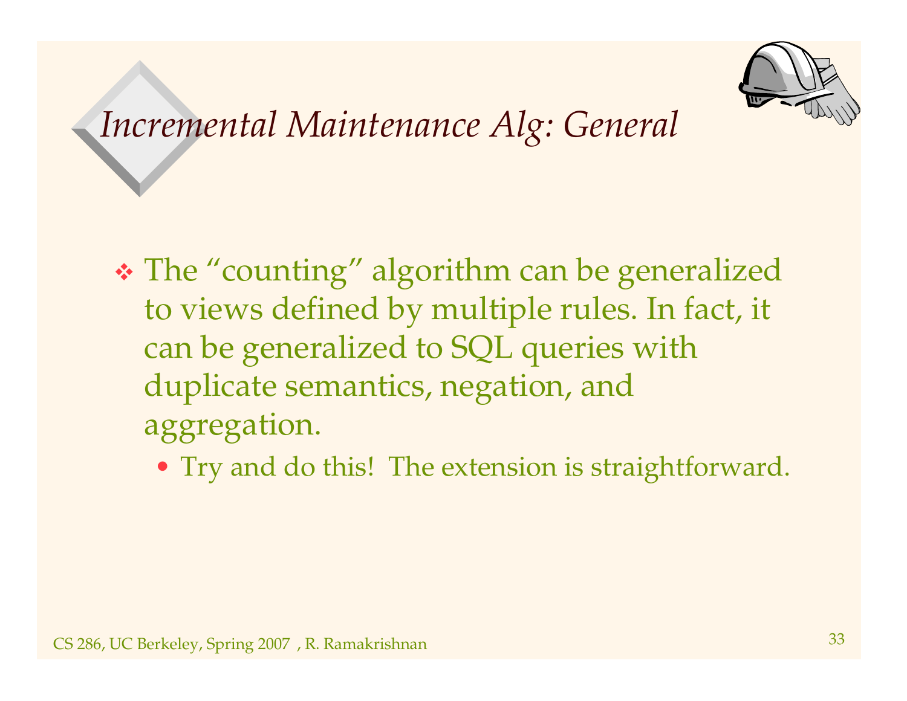# Incremental Maintenance Alg: General

- The "counting" algorithm can be generalized to views defined by multiple rules. In fact, it can be generalized to SQL queries with duplicate semantics, negation, and aggregation.
  - Try and do this! The extension is straightforward.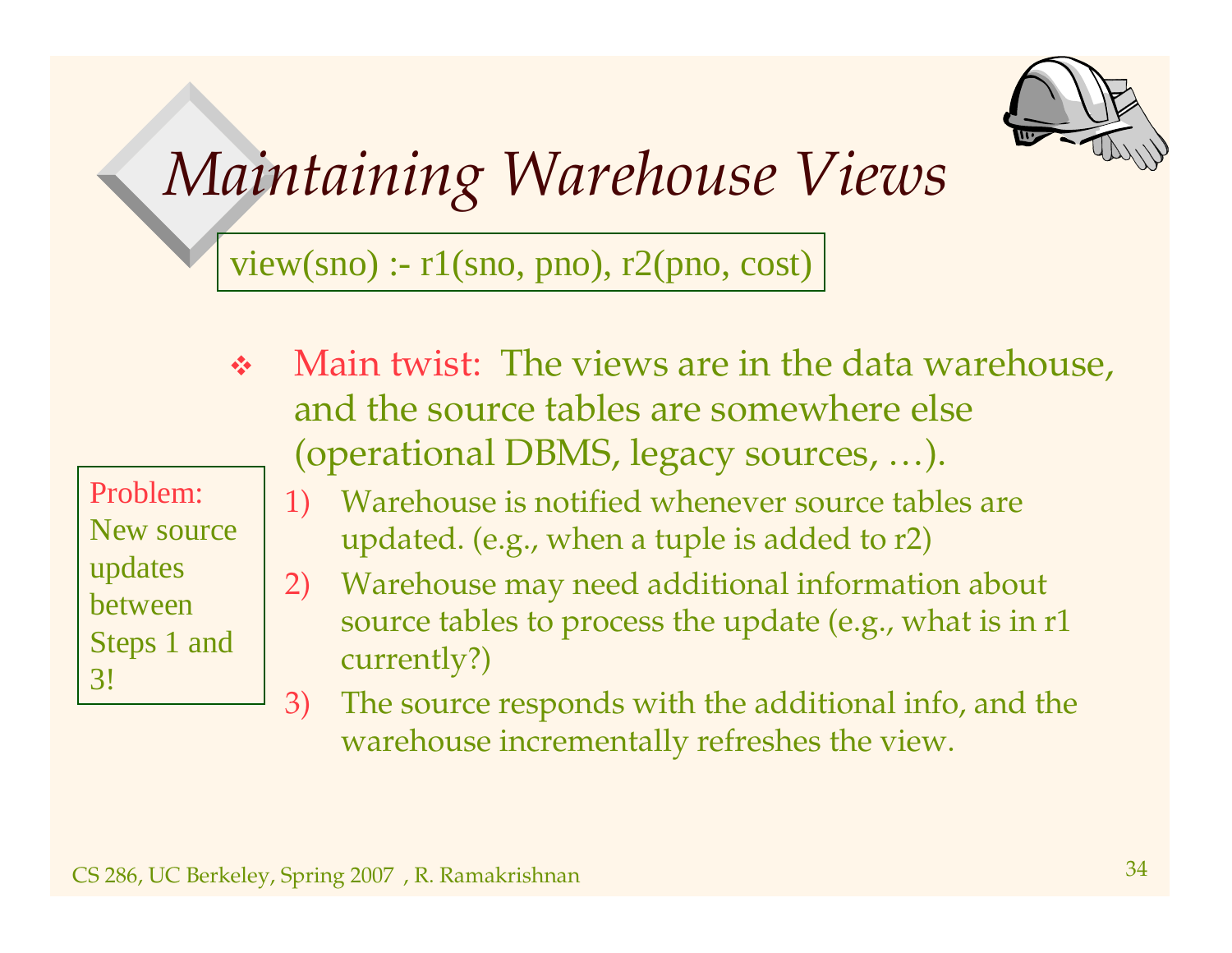# *Maintaining Warehouse Views*

```
view(sno) :- r1(sno, pno), r2(pno, cost)
```

- Main twist: The views are in the data warehouse, and the source tables are somewhere else (operational DBMS, legacy sources, …).
  1) Warehouse is notified whenever source tables are updated. (e.g., when a tuple is added to r2)
  2) Warehouse may need additional information about source tables to process the update (e.g., what is in r1 currently?)
  3) The source responds with the additional info, and the warehouse incrementally refreshes the view.

Problem: New source updates between Steps 1 and 3!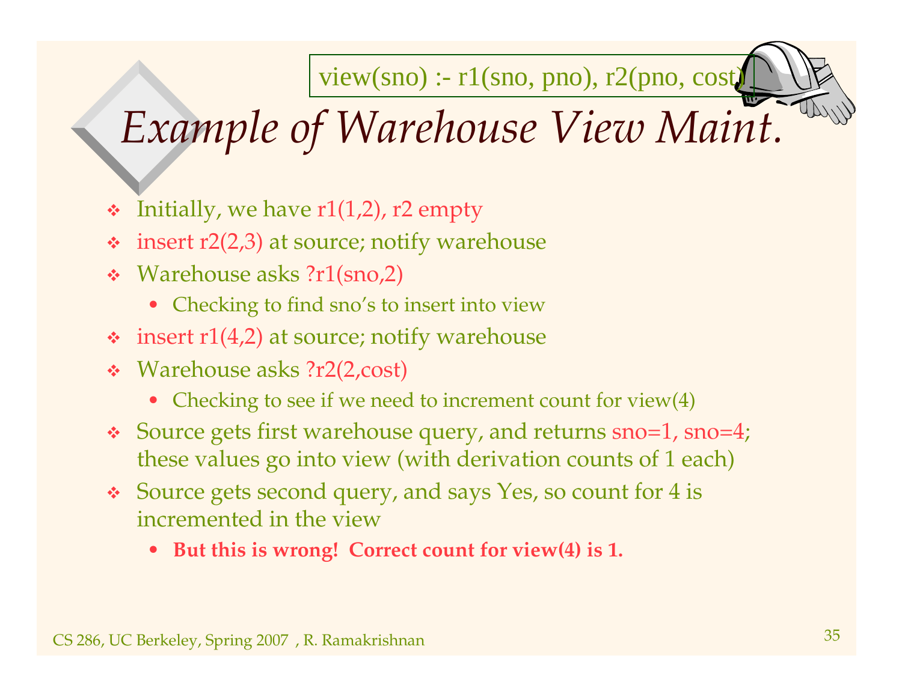view(sno) :- r1(sno, pno), r2(pno, cost)

# *Example of Warehouse View Maint.*

- Initially, we have r1(1,2), r2 empty
- insert r2(2,3) at source; notify warehouse
- Warehouse asks ?r1(sno,2)
  - Checking to find sno's to insert into view
- insert r1(4,2) at source; notify warehouse
- Warehouse asks ?r2(2,cost)
  - Checking to see if we need to increment count for view(4)
- Source gets first warehouse query, and returns sno=1, sno=4; these values go into view (with derivation counts of 1 each)
- Source gets second query, and says Yes, so count for 4 is incremented in the view
  - **But this is wrong! Correct count for view(4) is 1.**

CS 286, UC Berkeley, Spring 2007 , R. Ramakrishnan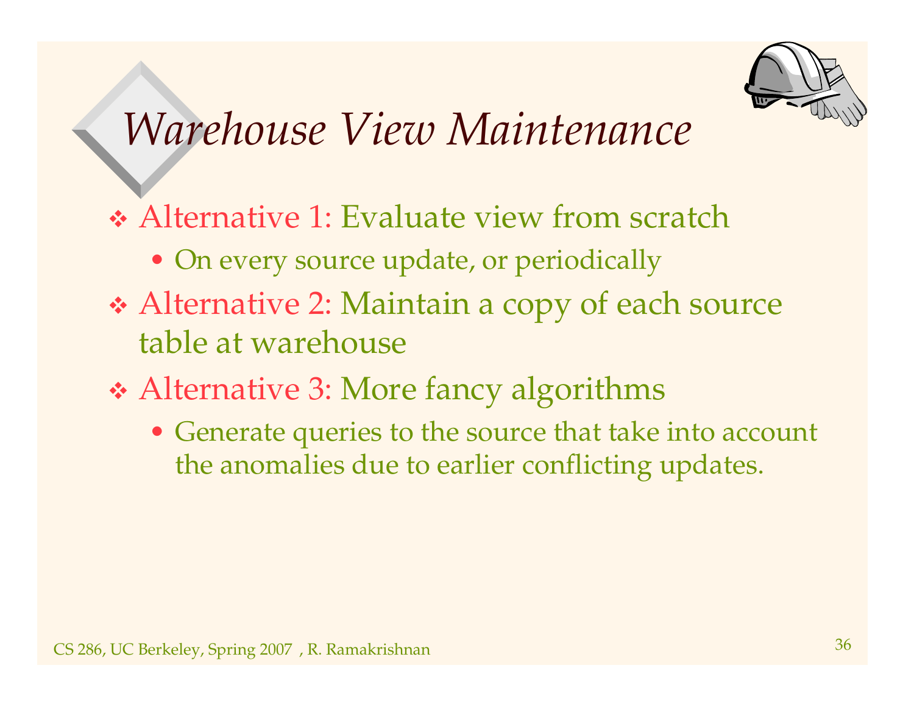# Warehouse View Maintenance

- Alternative 1: Evaluate view from scratch
  - On every source update, or periodically
- Alternative 2: Maintain a copy of each source table at warehouse
- Alternative 3: More fancy algorithms
  - Generate queries to the source that take into account the anomalies due to earlier conflicting updates.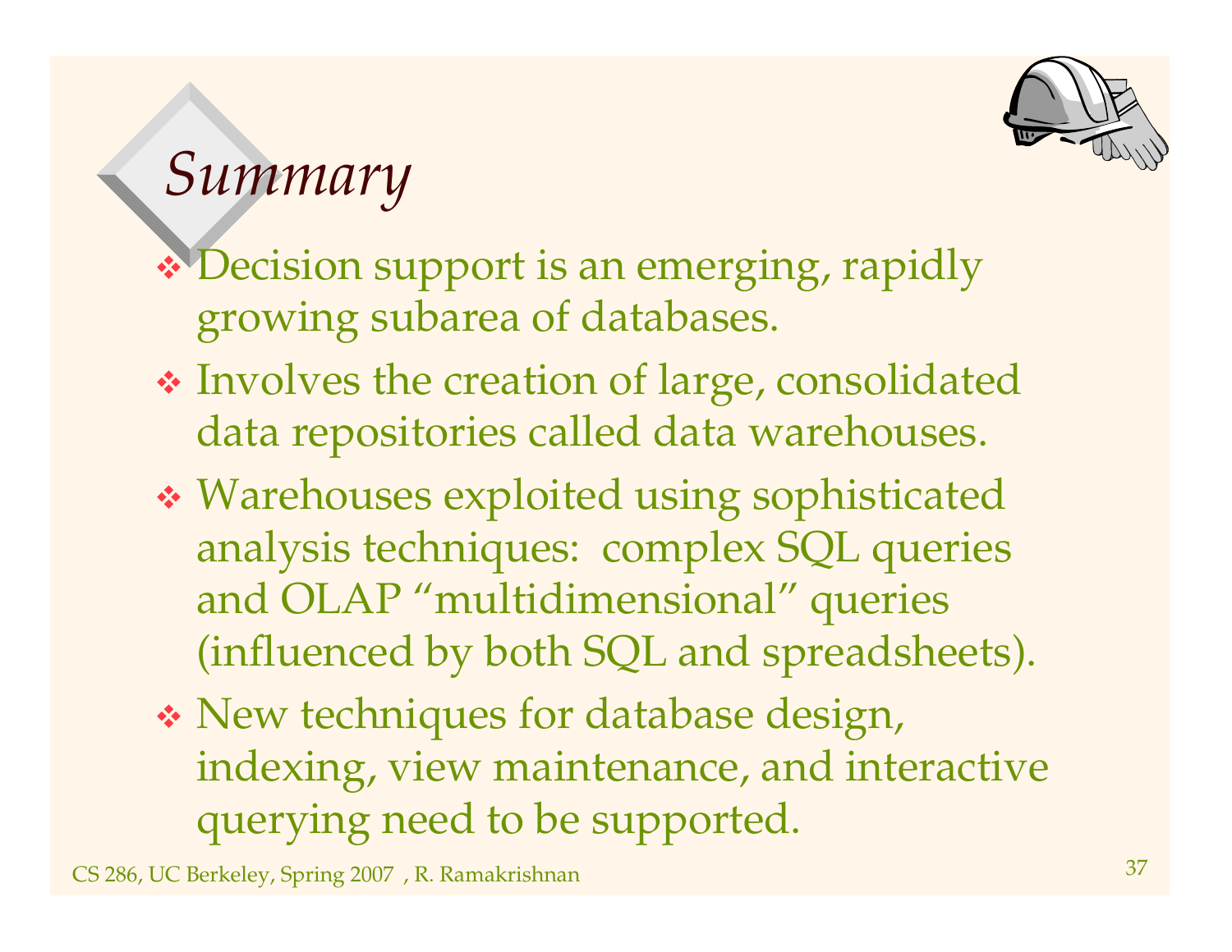# *Summary*

- Decision support is an emerging, rapidly growing subarea of databases.
- Involves the creation of large, consolidated data repositories called data warehouses.
- Warehouses exploited using sophisticated analysis techniques: complex SQL queries and OLAP "multidimensional" queries (influenced by both SQL and spreadsheets).
- New techniques for database design, indexing, view maintenance, and interactive querying need to be supported.